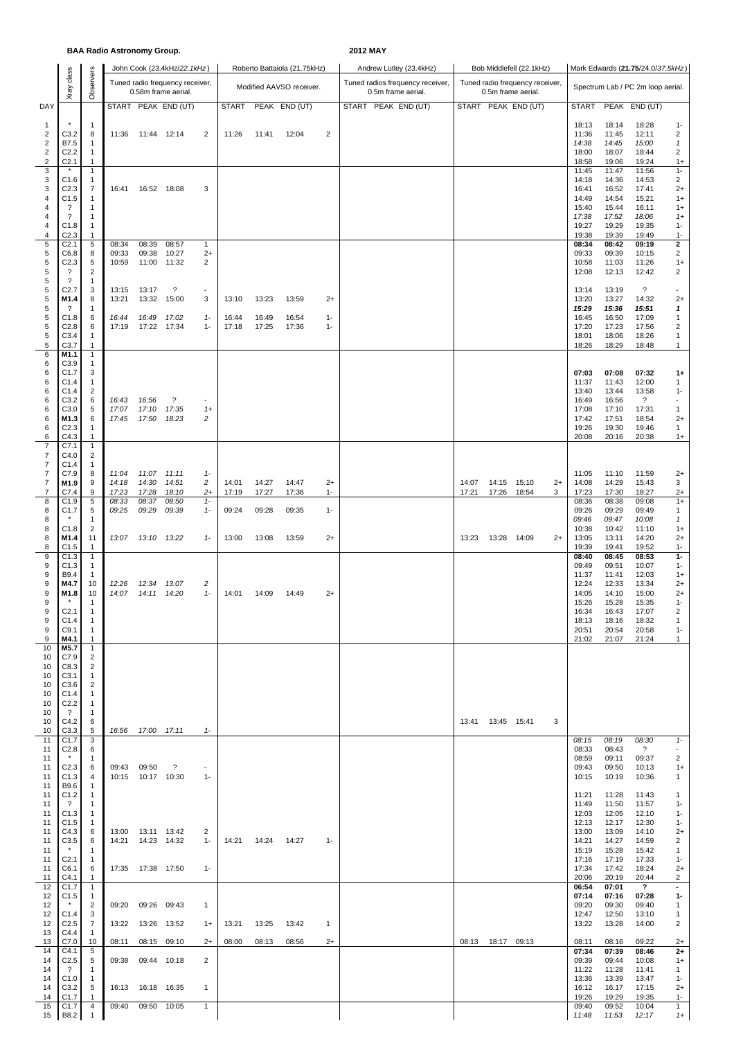**BAA Radio Astronomy Group.** **2012 MAY**

| DAY | Xray class | Observers | John Cook (23.4kHz/*22.1kHz*) Tuned radio frequency receiver, 0.58m frame aerial. START | PEAK | END (UT) | | Roberto Battaiola (21.75kHz) Modified AAVSO receiver. START | PEAK | END (UT) | | Andrew Lutley (23.4kHz) Tuned radios frequency receiver, 0.5m frame aerial. START | PEAK | END (UT) | | Bob Middlefell (22.1kHz) Tuned radio frequency receiver, 0.5m frame aerial. START | PEAK | END (UT) | | Mark Edwards (**21.75**/24.0/*37.5kHz*) Spectrum Lab / PC 2m loop aerial. START | PEAK | END (UT) | |
|---|---|---|---|---|---|---|---|---|---|---|---|---|---|---|---|---|---|---|---|---|---|---|
| 1 | * | 1 | | | | | | | | | | | | | | | | | 18:13 | 18:14 | 18:28 | 1- |
| 2 | C3.2 | 8 | 11:36 | 11:44 | 12:14 | 2 | 11:26 | 11:41 | 12:04 | 2 | | | | | | | | | 11:36 | 11:45 | 12:11 | 2 |
| 2 | B7.5 | 1 | | | | | | | | | | | | | | | | | *14:38* | *14:45* | *15:00* | *1* |
| 2 | C2.2 | 1 | | | | | | | | | | | | | | | | | 18:00 | 18:07 | 18:44 | 2 |
| 2 | C2.1 | 1 | | | | | | | | | | | | | | | | | 18:58 | 19:06 | 19:24 | 1+ |
| 3 | * | 1 | | | | | | | | | | | | | | | | | 11:45 | 11:47 | 11:56 | 1- |
| 3 | C1.6 | 1 | | | | | | | | | | | | | | | | | 14:18 | 14:36 | 14:53 | 2 |
| 3 | C2.3 | 7 | 16:41 | 16:52 | 18:08 | 3 | | | | | | | | | | | | | 16:41 | 16:52 | 17:41 | 2+ |
| 4 | C1.5 | 1 | | | | | | | | | | | | | | | | | 14:49 | 14:54 | 15:21 | 1+ |
| 4 | ? | 1 | | | | | | | | | | | | | | | | | 15:40 | 15:44 | 16:11 | 1+ |
| 4 | ? | 1 | | | | | | | | | | | | | | | | | *17:38* | *17:52* | *18:06* | *1+* |
| 4 | C1.8 | 1 | | | | | | | | | | | | | | | | | 19:27 | 19:29 | 19:35 | 1- |
| 4 | C2.3 | 1 | | | | | | | | | | | | | | | | | 19:38 | 19:39 | 19:49 | 1- |
| 5 | C2.1 | 5 | 08:34 | 08:39 | 08:57 | 1 | | | | | | | | | | | | | **08:34** | **08:42** | **09:19** | **2** |
| 5 | C6.8 | 8 | 09:33 | 09:38 | 10:27 | 2+ | | | | | | | | | | | | | 09:33 | 09:39 | 10:15 | 2 |
| 5 | C2.3 | 5 | 10:59 | 11:00 | 11:32 | 2 | | | | | | | | | | | | | 10:58 | 11:03 | 11:26 | 1+ |
| 5 | ? | 2 | | | | | | | | | | | | | | | | | 12:08 | 12:13 | 12:42 | 2 |
| 5 | ? | 1 | | | | | | | | | | | | | | | | | | | | |
| 5 | C2.7 | 3 | 13:15 | 13:17 | ? | - | | | | | | | | | | | | | 13:14 | 13:19 | ? | - |
| 5 | **M1.4** | 8 | 13:21 | 13:32 | 15:00 | 3 | 13:10 | 13:23 | 13:59 | 2+ | | | | | | | | | 13:20 | 13:27 | 14:32 | 2+ |
| 5 | ? | 1 | | | | | | | | | | | | | | | | | ***15:29*** | ***15:36*** | ***15:51*** | ***1*** |
| 5 | C1.8 | 6 | *16:44* | *16:49* | *17:02* | *1-* | 16:44 | 16:49 | 16:54 | 1- | | | | | | | | | 16:45 | 16:50 | 17:09 | 1 |
| 5 | C2.8 | 6 | 17:19 | 17:22 | 17:34 | 1- | 17:18 | 17:25 | 17:36 | 1- | | | | | | | | | 17:20 | 17:23 | 17:56 | 2 |
| 5 | C3.4 | 1 | | | | | | | | | | | | | | | | | 18:01 | 18:06 | 18:26 | 1 |
| 5 | C3.7 | 1 | | | | | | | | | | | | | | | | | 18:26 | 18:29 | 18:48 | 1 |
| 6 | **M1.1** | 1 | | | | | | | | | | | | | | | | | | | | |
| 6 | C3.9 | 1 | | | | | | | | | | | | | | | | | | | | |
| 6 | C1.7 | 3 | | | | | | | | | | | | | | | | | **07:03** | **07:08** | **07:32** | **1+** |
| 6 | C1.4 | 1 | | | | | | | | | | | | | | | | | 11:37 | 11:43 | 12:00 | 1 |
| 6 | C1.4 | 2 | | | | | | | | | | | | | | | | | 13:40 | 13:44 | 13:58 | 1- |
| 6 | C3.2 | 6 | *16:43* | *16:56* | *?* | - | | | | | | | | | | | | | 16:49 | 16:56 | ? | - |
| 6 | C3.0 | 5 | *17:07* | *17:10* | *17:35* | *1+* | | | | | | | | | | | | | 17:08 | 17:10 | 17:31 | 1 |
| 6 | **M1.3** | 6 | *17:45* | *17:50* | *18:23* | *2* | | | | | | | | | | | | | 17:42 | 17:51 | 18:54 | 2+ |
| 6 | C2.3 | 1 | | | | | | | | | | | | | | | | | 19:26 | 19:30 | 19:46 | 1 |
| 6 | C4.3 | 1 | | | | | | | | | | | | | | | | | 20:08 | 20:16 | 20:38 | 1+ |
| 7 | C7.1 | 1 | | | | | | | | | | | | | | | | | | | | |
| 7 | C4.0 | 2 | | | | | | | | | | | | | | | | | | | | |
| 7 | C1.4 | 1 | | | | | | | | | | | | | | | | | | | | |
| 7 | C7.9 | 8 | *11:04* | *11:07* | *11:11* | *1-* | | | | | | | | | | | | | 11:05 | 11:10 | 11:59 | 2+ |
| 7 | **M1.9** | 9 | *14:18* | *14:30* | *14:51* | *2* | 14:01 | 14:27 | 14:47 | 2+ | | | | | 14:07 | 14:15 | 15:10 | 2+ | 14:08 | 14:29 | 15:43 | 3 |
| 7 | C7.4 | 9 | *17:23* | *17:28* | *18:10* | *2+* | 17:19 | 17:27 | 17:36 | 1- | | | | | 17:21 | 17:26 | 18:54 | 3 | 17:23 | 17:30 | 18:27 | 2+ |
| 8 | C1.9 | 5 | *08:33* | *08:37* | *08:50* | *1-* | | | | | | | | | | | | | 08:36 | 08:38 | 09:08 | 1+ |
| 8 | C1.7 | 5 | *09:25* | *09:29* | *09:39* | *1-* | 09:24 | 09:28 | 09:35 | 1- | | | | | | | | | 09:26 | 09:29 | 09:49 | 1 |
| 8 | * | 1 | | | | | | | | | | | | | | | | | *09:46* | *09:47* | *10:08* | *1* |
| 8 | C1.8 | 2 | | | | | | | | | | | | | | | | | 10:38 | 10:42 | 11:10 | 1+ |
| 8 | **M1.4** | 11 | *13:07* | *13:10* | *13:22* | *1-* | 13:00 | 13:08 | 13:59 | 2+ | | | | | 13:23 | 13:28 | 14:09 | 2+ | 13:05 | 13:11 | 14:20 | 2+ |
| 8 | C1.5 | 1 | | | | | | | | | | | | | | | | | 19:39 | 19:41 | 19:52 | 1- |
| 9 | C1.3 | 1 | | | | | | | | | | | | | | | | | **08:40** | **08:45** | **08:53** | **1-** |
| 9 | C1.3 | 1 | | | | | | | | | | | | | | | | | 09:49 | 09:51 | 10:07 | 1- |
| 9 | B9.4 | 1 | | | | | | | | | | | | | | | | | 11:37 | 11:41 | 12:03 | 1+ |
| 9 | **M4.7** | 10 | *12:26* | *12:34* | *13:07* | *2* | | | | | | | | | | | | | 12:24 | 12:33 | 13:34 | 2+ |
| 9 | **M1.8** | 10 | *14:07* | *14:11* | *14:20* | *1-* | 14:01 | 14:09 | 14:49 | 2+ | | | | | | | | | 14:05 | 14:10 | 15:00 | 2+ |
| 9 | * | 1 | | | | | | | | | | | | | | | | | 15:26 | 15:28 | 15:35 | 1- |
| 9 | C2.1 | 1 | | | | | | | | | | | | | | | | | 16:34 | 16:43 | 17:07 | 2 |
| 9 | C1.4 | 1 | | | | | | | | | | | | | | | | | 18:13 | 18:16 | 18:32 | 1 |
| 9 | C9.1 | 1 | | | | | | | | | | | | | | | | | 20:51 | 20:54 | 20:58 | 1- |
| 9 | **M4.1** | 1 | | | | | | | | | | | | | | | | | 21:02 | 21:07 | 21:24 | 1 |
| 10 | **M5.7** | 1 | | | | | | | | | | | | | | | | | | | | |
| 10 | C7.9 | 2 | | | | | | | | | | | | | | | | | | | | |
| 10 | C8.3 | 2 | | | | | | | | | | | | | | | | | | | | |
| 10 | C3.1 | 1 | | | | | | | | | | | | | | | | | | | | |
| 10 | C3.6 | 2 | | | | | | | | | | | | | | | | | | | | |
| 10 | C1.4 | 1 | | | | | | | | | | | | | | | | | | | | |
| 10 | C2.2 | 1 | | | | | | | | | | | | | | | | | | | | |
| 10 | ? | 1 | | | | | | | | | | | | | | | | | | | | |
| 10 | C4.2 | 6 | | | | | | | | | | | | | 13:41 | 13:45 | 15:41 | 3 | | | | |
| 10 | C3.3 | 5 | *16:56* | *17:00* | *17:11* | *1-* | | | | | | | | | | | | | | | | |
| 11 | C1.7 | 3 | | | | | | | | | | | | | | | | | *08:15* | *08:19* | *08:30* | *1-* |
| 11 | C2.8 | 6 | | | | | | | | | | | | | | | | | 08:33 | 08:43 | ? | - |
| 11 | * | 1 | | | | | | | | | | | | | | | | | 08:59 | 09:11 | 09:37 | 2 |
| 11 | C2.3 | 6 | 09:43 | 09:50 | ? | - | | | | | | | | | | | | | 09:43 | 09:50 | 10:13 | 1+ |
| 11 | C1.3 | 4 | 10:15 | 10:17 | 10:30 | 1- | | | | | | | | | | | | | 10:15 | 10:19 | 10:36 | 1 |
| 11 | B9.6 | 1 | | | | | | | | | | | | | | | | | | | | |
| 11 | C1.2 | 1 | | | | | | | | | | | | | | | | | 11:21 | 11:28 | 11:43 | 1 |
| 11 | ? | 1 | | | | | | | | | | | | | | | | | 11:49 | 11:50 | 11:57 | 1- |
| 11 | C1.3 | 1 | | | | | | | | | | | | | | | | | 12:03 | 12:05 | 12:10 | 1- |
| 11 | C1.5 | 1 | | | | | | | | | | | | | | | | | 12:13 | 12:17 | 12:30 | 1- |
| 11 | C4.3 | 6 | 13:00 | 13:11 | 13:42 | 2 | | | | | | | | | | | | | 13:00 | 13:09 | 14:10 | 2+ |
| 11 | C3.5 | 6 | 14:21 | 14:23 | 14:32 | 1- | 14:21 | 14:24 | 14:27 | 1- | | | | | | | | | 14:21 | 14:27 | 14:59 | 2 |
| 11 | * | 1 | | | | | | | | | | | | | | | | | 15:19 | 15:28 | 15:42 | 1 |
| 11 | C2.1 | 1 | | | | | | | | | | | | | | | | | 17:16 | 17:19 | 17:33 | 1- |
| 11 | C6.1 | 6 | 17:35 | 17:38 | 17:50 | 1- | | | | | | | | | | | | | 17:34 | 17:42 | 18:24 | 2+ |
| 11 | C4.1 | 1 | | | | | | | | | | | | | | | | | 20:06 | 20:19 | 20:44 | 2 |
| 12 | C1.7 | 1 | | | | | | | | | | | | | | | | | **06:54** | **07:01** | **?** | **-** |
| 12 | C1.5 | 1 | | | | | | | | | | | | | | | | | **07:14** | **07:16** | **07:28** | **1-** |
| 12 | * | 2 | 09:20 | 09:26 | 09:43 | 1 | | | | | | | | | | | | | 09:20 | 09:30 | 09:40 | 1 |
| 12 | C1.4 | 3 | | | | | | | | | | | | | | | | | 12:47 | 12:50 | 13:10 | 1 |
| 12 | C2.5 | 7 | 13:22 | 13:26 | 13:52 | 1+ | 13:21 | 13:25 | 13:42 | 1 | | | | | | | | | 13:22 | 13:28 | 14:00 | 2 |
| 13 | C4.4 | 1 | | | | | | | | | | | | | | | | | | | | |
| 13 | C7.0 | 10 | 08:11 | 08:15 | 09:10 | 2+ | 08:00 | 08:13 | 08:56 | 2+ | | | | | 08:13 | 18:17 | 09:13 | | 08:11 | 08:16 | 09:22 | 2+ |
| 14 | C4.1 | 5 | | | | | | | | | | | | | | | | | **07:34** | **07:39** | **08:46** | **2+** |
| 14 | C2.5 | 5 | 09:38 | 09:44 | 10:18 | 2 | | | | | | | | | | | | | 09:39 | 09:44 | 10:08 | 1+ |
| 14 | ? | 1 | | | | | | | | | | | | | | | | | 11:22 | 11:28 | 11:41 | 1- |
| 14 | C1.0 | 1 | | | | | | | | | | | | | | | | | 13:36 | 13:39 | 13:47 | 1- |
| 14 | C3.2 | 5 | 16:13 | 16:18 | 16:35 | 1 | | | | | | | | | | | | | 16:12 | 16:17 | 17:15 | 2+ |
| 14 | C1.7 | 1 | | | | | | | | | | | | | | | | | 19:26 | 19:29 | 19:35 | 1- |
| 15 | C1.7 | 4 | 09:40 | 09:50 | 10:05 | 1 | | | | | | | | | | | | | 09:40 | 09:52 | 10:04 | 1 |
| 15 | B8.2 | 1 | | | | | | | | | | | | | | | | | *11:48* | *11:53* | *12:17* | *1+* |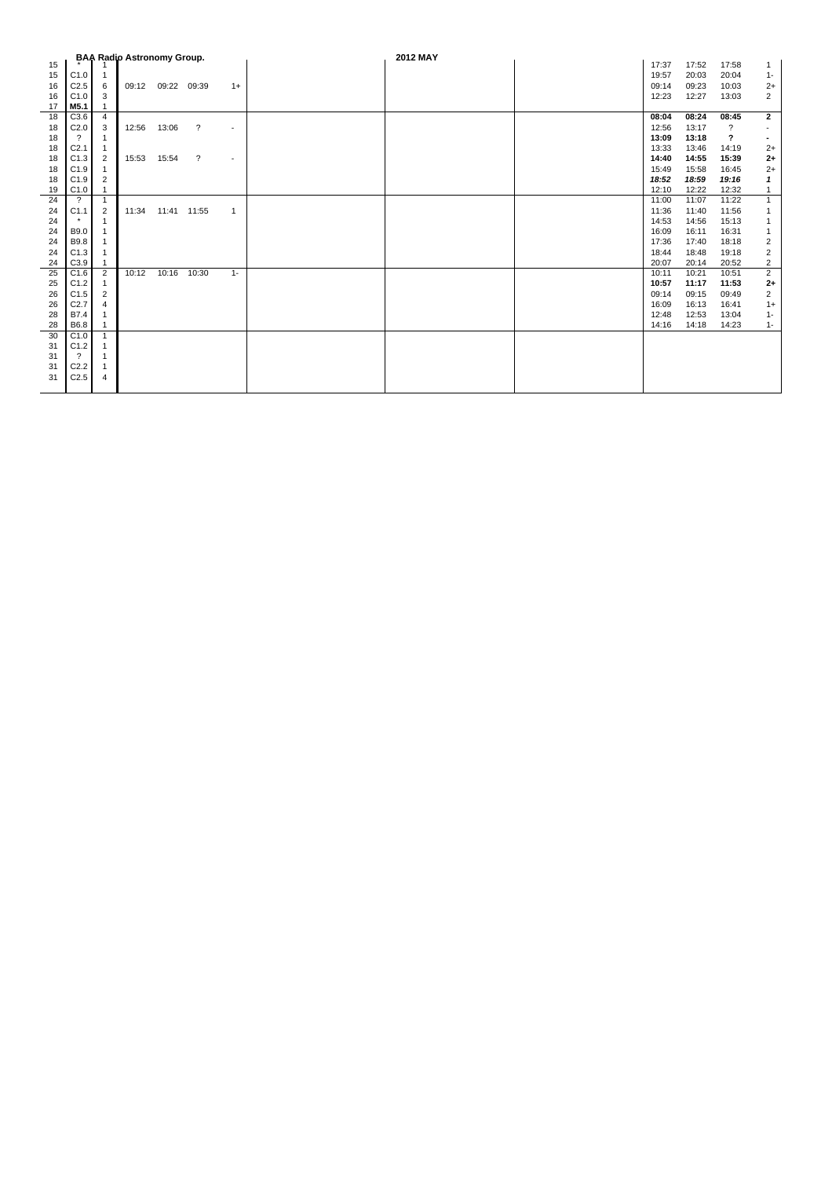BAA Radio Astronomy Group.

2012 MAY

| | | | | | | | | | | | | | | |
|---|---|---|---|---|---|---|---|---|---|---|---|---|---|---|
| 15 | * | 1 | | | | | | | | 17:37 | 17:52 | 17:58 | 1 |
| 15 | C1.0 | 1 | | | | | | | | 19:57 | 20:03 | 20:04 | 1- |
| 16 | C2.5 | 6 | 09:12 | 09:22 | 09:39 | 1+ | | | | 09:14 | 09:23 | 10:03 | 2+ |
| 16 | C1.0 | 3 | | | | | | | | 12:23 | 12:27 | 13:03 | 2 |
| 17 | **M5.1** | 1 | | | | | | | | | | | |
| 18 | C3.6 | 4 | | | | | | | | **08:04** | **08:24** | **08:45** | **2** |
| 18 | C2.0 | 3 | 12:56 | 13:06 | ? | - | | | | 12:56 | 13:17 | ? | - |
| 18 | ? | 1 | | | | | | | | **13:09** | **13:18** | **?** | **-** |
| 18 | C2.1 | 1 | | | | | | | | 13:33 | 13:46 | 14:19 | 2+ |
| 18 | C1.3 | 2 | 15:53 | 15:54 | ? | - | | | | **14:40** | **14:55** | **15:39** | **2+** |
| 18 | C1.9 | 1 | | | | | | | | 15:49 | 15:58 | 16:45 | 2+ |
| 18 | C1.9 | 2 | | | | | | | | ***18:52*** | ***18:59*** | ***19:16*** | ***1*** |
| 19 | C1.0 | 1 | | | | | | | | 12:10 | 12:22 | 12:32 | 1 |
| 24 | ? | 1 | | | | | | | | 11:00 | 11:07 | 11:22 | 1 |
| 24 | C1.1 | 2 | 11:34 | 11:41 | 11:55 | 1 | | | | 11:36 | 11:40 | 11:56 | 1 |
| 24 | * | 1 | | | | | | | | 14:53 | 14:56 | 15:13 | 1 |
| 24 | B9.0 | 1 | | | | | | | | 16:09 | 16:11 | 16:31 | 1 |
| 24 | B9.8 | 1 | | | | | | | | 17:36 | 17:40 | 18:18 | 2 |
| 24 | C1.3 | 1 | | | | | | | | 18:44 | 18:48 | 19:18 | 2 |
| 24 | C3.9 | 1 | | | | | | | | 20:07 | 20:14 | 20:52 | 2 |
| 25 | C1.6 | 2 | 10:12 | 10:16 | 10:30 | 1- | | | | 10:11 | 10:21 | 10:51 | 2 |
| 25 | C1.2 | 1 | | | | | | | | **10:57** | **11:17** | **11:53** | **2+** |
| 26 | C1.5 | 2 | | | | | | | | 09:14 | 09:15 | 09:49 | 2 |
| 26 | C2.7 | 4 | | | | | | | | 16:09 | 16:13 | 16:41 | 1+ |
| 28 | B7.4 | 1 | | | | | | | | 12:48 | 12:53 | 13:04 | 1- |
| 28 | B6.8 | 1 | | | | | | | | 14:16 | 14:18 | 14:23 | 1- |
| 30 | C1.0 | 1 | | | | | | | | | | | |
| 31 | C1.2 | 1 | | | | | | | | | | | |
| 31 | ? | 1 | | | | | | | | | | | |
| 31 | C2.2 | 1 | | | | | | | | | | | |
| 31 | C2.5 | 4 | | | | | | | | | | | |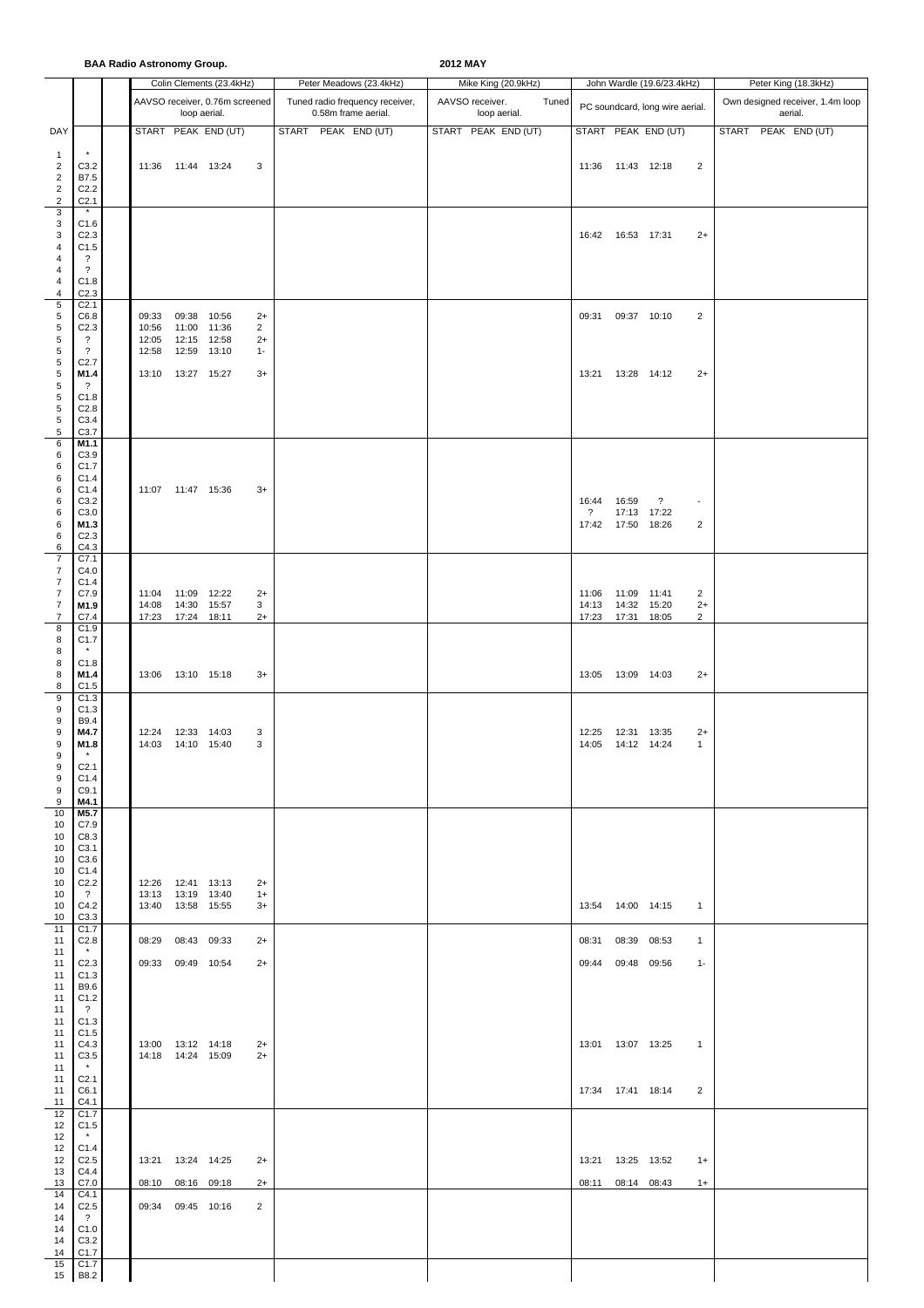**BAA Radio Astronomy Group.** **2012 MAY**

| DAY | | | Colin Clements (23.4kHz) AAVSO receiver, 0.76m screened loop aerial. START PEAK END (UT) | Peter Meadows (23.4kHz) Tuned radio frequency receiver, 0.58m frame aerial. START PEAK END (UT) | Mike King (20.9kHz) AAVSO receiver. Tuned loop aerial. START PEAK END (UT) | John Wardle (19.6/23.4kHz) PC soundcard, long wire aerial. START PEAK END (UT) | Peter King (18.3kHz) Own designed receiver, 1.4m loop aerial. START PEAK END (UT) |
|---|---|---|---|---|---|---|---|
| 1 | * | | | | | | |
| 2 | C3.2 | | 11:36 11:44 13:24 3 | | | 11:36 11:43 12:18 2 | |
| 2 | B7.5 | | | | | | |
| 2 | C2.2 | | | | | | |
| 2 | C2.1 | | | | | | |
| 3 | * | | | | | | |
| 3 | C1.6 | | | | | | |
| 3 | C2.3 | | | | | 16:42 16:53 17:31 2+ | |
| 4 | C1.5 | | | | | | |
| 4 | ? | | | | | | |
| 4 | ? | | | | | | |
| 4 | C1.8 | | | | | | |
| 4 | C2.3 | | | | | | |
| 5 | C2.1 | | | | | | |
| 5 | C6.8 | | 09:33 09:38 10:56 2+ | | | 09:31 09:37 10:10 2 | |
| 5 | C2.3 | | 10:56 11:00 11:36 2 | | | | |
| 5 | ? | | 12:05 12:15 12:58 2+ | | | | |
| 5 | ? | | 12:58 12:59 13:10 1- | | | | |
| 5 | C2.7 | | | | | | |
| 5 | **M1.4** | | 13:10 13:27 15:27 3+ | | | 13:21 13:28 14:12 2+ | |
| 5 | ? | | | | | | |
| 5 | C1.8 | | | | | | |
| 5 | C2.8 | | | | | | |
| 5 | C3.4 | | | | | | |
| 5 | C3.7 | | | | | | |
| 6 | **M1.1** | | | | | | |
| 6 | C3.9 | | | | | | |
| 6 | C1.7 | | | | | | |
| 6 | C1.4 | | | | | | |
| 6 | C1.4 | | 11:07 11:47 15:36 3+ | | | | |
| 6 | C3.2 | | | | | 16:44 16:59 ? - | |
| 6 | C3.0 | | | | | ? 17:13 17:22 | |
| 6 | **M1.3** | | | | | 17:42 17:50 18:26 2 | |
| 6 | C2.3 | | | | | | |
| 6 | C4.3 | | | | | | |
| 7 | C7.1 | | | | | | |
| 7 | C4.0 | | | | | | |
| 7 | C1.4 | | | | | | |
| 7 | C7.9 | | 11:04 11:09 12:22 2+ | | | 11:06 11:09 11:41 2 | |
| 7 | **M1.9** | | 14:08 14:30 15:57 3 | | | 14:13 14:32 15:20 2+ | |
| 7 | C7.4 | | 17:23 17:24 18:11 2+ | | | 17:23 17:31 18:05 2 | |
| 8 | C1.9 | | | | | | |
| 8 | C1.7 | | | | | | |
| 8 | * | | | | | | |
| 8 | C1.8 | | | | | | |
| 8 | **M1.4** | | 13:06 13:10 15:18 3+ | | | 13:05 13:09 14:03 2+ | |
| 8 | C1.5 | | | | | | |
| 9 | C1.3 | | | | | | |
| 9 | C1.3 | | | | | | |
| 9 | B9.4 | | | | | | |
| 9 | **M4.7** | | 12:24 12:33 14:03 3 | | | 12:25 12:31 13:35 2+ | |
| 9 | **M1.8** | | 14:03 14:10 15:40 3 | | | 14:05 14:12 14:24 1 | |
| 9 | * | | | | | | |
| 9 | C2.1 | | | | | | |
| 9 | C1.4 | | | | | | |
| 9 | C9.1 | | | | | | |
| 9 | **M4.1** | | | | | | |
| 10 | **M5.7** | | | | | | |
| 10 | C7.9 | | | | | | |
| 10 | C8.3 | | | | | | |
| 10 | C3.1 | | | | | | |
| 10 | C3.6 | | | | | | |
| 10 | C1.4 | | | | | | |
| 10 | C2.2 | | 12:26 12:41 13:13 2+ | | | | |
| 10 | ? | | 13:13 13:19 13:40 1+ | | | | |
| 10 | C4.2 | | 13:40 13:58 15:55 3+ | | | 13:54 14:00 14:15 1 | |
| 10 | C3.3 | | | | | | |
| 11 | C1.7 | | | | | | |
| 11 | C2.8 | | 08:29 08:43 09:33 2+ | | | 08:31 08:39 08:53 1 | |
| 11 | * | | | | | | |
| 11 | C2.3 | | 09:33 09:49 10:54 2+ | | | 09:44 09:48 09:56 1- | |
| 11 | C1.3 | | | | | | |
| 11 | B9.6 | | | | | | |
| 11 | C1.2 | | | | | | |
| 11 | ? | | | | | | |
| 11 | C1.3 | | | | | | |
| 11 | C1.5 | | | | | | |
| 11 | C4.3 | | 13:00 13:12 14:18 2+ | | | 13:01 13:07 13:25 1 | |
| 11 | C3.5 | | 14:18 14:24 15:09 2+ | | | | |
| 11 | * | | | | | | |
| 11 | C2.1 | | | | | | |
| 11 | C6.1 | | | | | 17:34 17:41 18:14 2 | |
| 11 | C4.1 | | | | | | |
| 12 | C1.7 | | | | | | |
| 12 | C1.5 | | | | | | |
| 12 | * | | | | | | |
| 12 | C1.4 | | | | | | |
| 12 | C2.5 | | 13:21 13:24 14:25 2+ | | | 13:21 13:25 13:52 1+ | |
| 13 | C4.4 | | | | | | |
| 13 | C7.0 | | 08:10 08:16 09:18 2+ | | | 08:11 08:14 08:43 1+ | |
| 14 | C4.1 | | | | | | |
| 14 | C2.5 | | 09:34 09:45 10:16 2 | | | | |
| 14 | ? | | | | | | |
| 14 | C1.0 | | | | | | |
| 14 | C3.2 | | | | | | |
| 14 | C1.7 | | | | | | |
| 15 | C1.7 | | | | | | |
| 15 | B8.2 | | | | | | |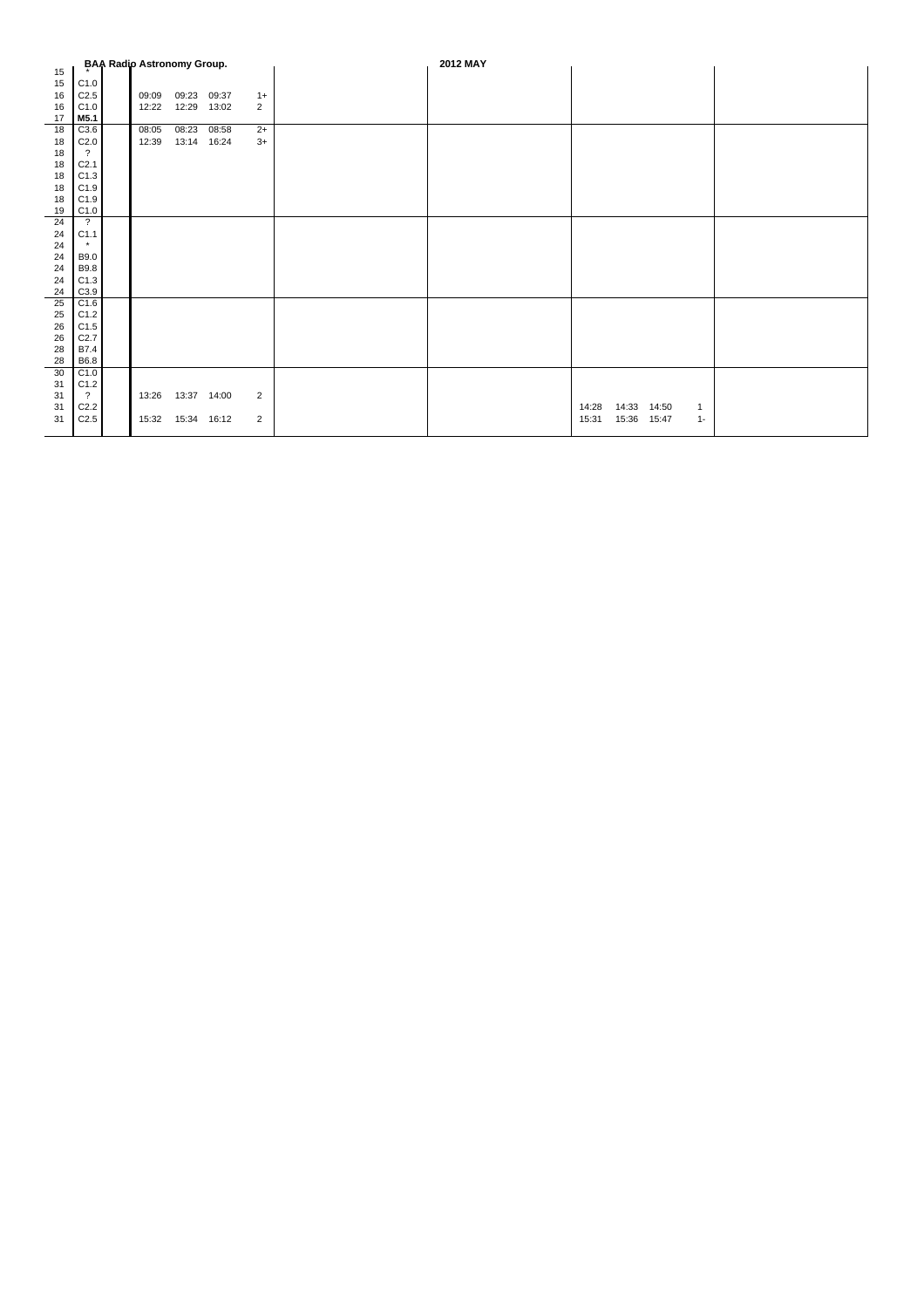**BAA Radio Astronomy Group.** **2012 MAY**

| Day | Class | | Start | Max | End | Imp | | | Start | Max | End | Imp | |
|---|---|---|---|---|---|---|---|---|---|---|---|---|---|
| 15 | * | | | | | | | | | | | | |
| 15 | C1.0 | | | | | | | | | | | | |
| 16 | C2.5 | | 09:09 | 09:23 | 09:37 | 1+ | | | | | | | |
| 16 | C1.0 | | 12:22 | 12:29 | 13:02 | 2 | | | | | | | |
| 17 | **M5.1** | | | | | | | | | | | | |
| 18 | C3.6 | | 08:05 | 08:23 | 08:58 | 2+ | | | | | | | |
| 18 | C2.0 | | 12:39 | 13:14 | 16:24 | 3+ | | | | | | | |
| 18 | ? | | | | | | | | | | | | |
| 18 | C2.1 | | | | | | | | | | | | |
| 18 | C1.3 | | | | | | | | | | | | |
| 18 | C1.9 | | | | | | | | | | | | |
| 18 | C1.9 | | | | | | | | | | | | |
| 19 | C1.0 | | | | | | | | | | | | |
| 24 | ? | | | | | | | | | | | | |
| 24 | C1.1 | | | | | | | | | | | | |
| 24 | * | | | | | | | | | | | | |
| 24 | B9.0 | | | | | | | | | | | | |
| 24 | B9.8 | | | | | | | | | | | | |
| 24 | C1.3 | | | | | | | | | | | | |
| 24 | C3.9 | | | | | | | | | | | | |
| 25 | C1.6 | | | | | | | | | | | | |
| 25 | C1.2 | | | | | | | | | | | | |
| 26 | C1.5 | | | | | | | | | | | | |
| 26 | C2.7 | | | | | | | | | | | | |
| 28 | B7.4 | | | | | | | | | | | | |
| 28 | B6.8 | | | | | | | | | | | | |
| 30 | C1.0 | | | | | | | | | | | | |
| 31 | C1.2 | | | | | | | | | | | | |
| 31 | ? | | 13:26 | 13:37 | 14:00 | 2 | | | | | | | |
| 31 | C2.2 | | | | | | | | 14:28 | 14:33 | 14:50 | 1 | |
| 31 | C2.5 | | 15:32 | 15:34 | 16:12 | 2 | | | 15:31 | 15:36 | 15:47 | 1- | |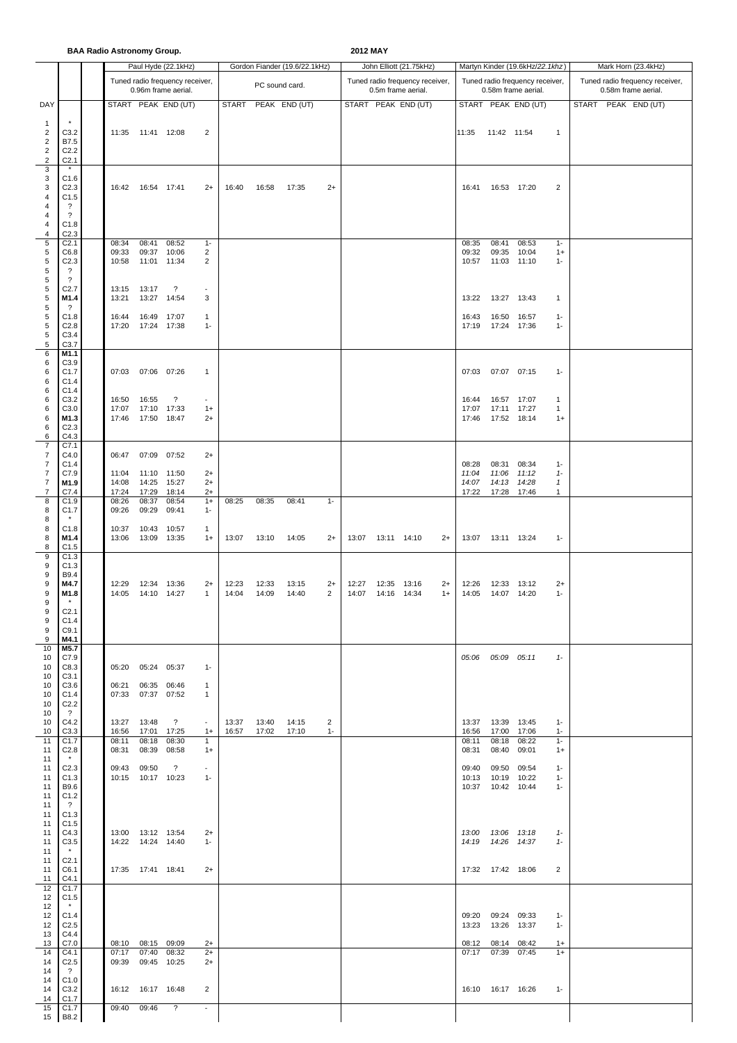**BAA Radio Astronomy Group.**

**2012 MAY**

| DAY | | | Paul Hyde (22.1kHz) Tuned radio frequency receiver, 0.96m frame aerial. | | | | Gordon Fiander (19.6/22.1kHz) PC sound card. | | | | John Elliott (21.75kHz) Tuned radio frequency receiver, 0.5m frame aerial. | | | | Martyn Kinder (19.6kHz/*22.1khz*) Tuned radio frequency receiver, 0.58m frame aerial. | | | | Mark Horn (23.4kHz) Tuned radio frequency receiver, 0.58m frame aerial. | | | |
|---|---|---|---|---|---|---|---|---|---|---|---|---|---|---|---|---|---|---|---|---|---|---|
| | | | START | PEAK | END (UT) | | START | PEAK | END (UT) | | START | PEAK | END (UT) | | START | PEAK | END (UT) | | START | PEAK | END (UT) | |
| 1 | * | | | | | | | | | | | | | | | | | | | | | |
| 2 | C3.2 | | 11:35 | 11:41 | 12:08 | 2 | | | | | | | | | 11:35 | 11:42 | 11:54 | 1 | | | | |
| 2 | B7.5 | | | | | | | | | | | | | | | | | | | | | |
| 2 | C2.2 | | | | | | | | | | | | | | | | | | | | | |
| 2 | C2.1 | | | | | | | | | | | | | | | | | | | | | |
| 3 | * | | | | | | | | | | | | | | | | | | | | | |
| 3 | C1.6 | | | | | | | | | | | | | | | | | | | | | |
| 3 | C2.3 | | 16:42 | 16:54 | 17:41 | 2+ | 16:40 | 16:58 | 17:35 | 2+ | | | | | 16:41 | 16:53 | 17:20 | 2 | | | | |
| 4 | C1.5 | | | | | | | | | | | | | | | | | | | | | |
| 4 | ? | | | | | | | | | | | | | | | | | | | | | |
| 4 | ? | | | | | | | | | | | | | | | | | | | | | |
| 4 | C1.8 | | | | | | | | | | | | | | | | | | | | | |
| 4 | C2.3 | | | | | | | | | | | | | | | | | | | | | |
| 5 | C2.1 | | 08:34 | 08:41 | 08:52 | 1- | | | | | | | | | 08:35 | 08:41 | 08:53 | 1- | | | | |
| 5 | C6.8 | | 09:33 | 09:37 | 10:06 | 2 | | | | | | | | | 09:32 | 09:35 | 10:04 | 1+ | | | | |
| 5 | C2.3 | | 10:58 | 11:01 | 11:34 | 2 | | | | | | | | | 10:57 | 11:03 | 11:10 | 1- | | | | |
| 5 | ? | | | | | | | | | | | | | | | | | | | | | |
| 5 | ? | | | | | | | | | | | | | | | | | | | | | |
| 5 | C2.7 | | 13:15 | 13:17 | ? | - | | | | | | | | | | | | | | | | |
| 5 | **M1.4** | | 13:21 | 13:27 | 14:54 | 3 | | | | | | | | | 13:22 | 13:27 | 13:43 | 1 | | | | |
| 5 | ? | | | | | | | | | | | | | | | | | | | | | |
| 5 | C1.8 | | 16:44 | 16:49 | 17:07 | 1 | | | | | | | | | 16:43 | 16:50 | 16:57 | 1- | | | | |
| 5 | C2.8 | | 17:20 | 17:24 | 17:38 | 1- | | | | | | | | | 17:19 | 17:24 | 17:36 | 1- | | | | |
| 5 | C3.4 | | | | | | | | | | | | | | | | | | | | | |
| 5 | C3.7 | | | | | | | | | | | | | | | | | | | | | |
| 6 | **M1.1** | | | | | | | | | | | | | | | | | | | | | |
| 6 | C3.9 | | | | | | | | | | | | | | | | | | | | | |
| 6 | C1.7 | | 07:03 | 07:06 | 07:26 | 1 | | | | | | | | | 07:03 | 07:07 | 07:15 | 1- | | | | |
| 6 | C1.4 | | | | | | | | | | | | | | | | | | | | | |
| 6 | C1.4 | | | | | | | | | | | | | | | | | | | | | |
| 6 | C3.2 | | 16:50 | 16:55 | ? | - | | | | | | | | | 16:44 | 16:57 | 17:07 | 1 | | | | |
| 6 | C3.0 | | 17:07 | 17:10 | 17:33 | 1+ | | | | | | | | | 17:07 | 17:11 | 17:27 | 1 | | | | |
| 6 | **M1.3** | | 17:46 | 17:50 | 18:47 | 2+ | | | | | | | | | 17:46 | 17:52 | 18:14 | 1+ | | | | |
| 6 | C2.3 | | | | | | | | | | | | | | | | | | | | | |
| 6 | C4.3 | | | | | | | | | | | | | | | | | | | | | |
| 7 | C7.1 | | | | | | | | | | | | | | | | | | | | | |
| 7 | C4.0 | | 06:47 | 07:09 | 07:52 | 2+ | | | | | | | | | | | | | | | | |
| 7 | C1.4 | | | | | | | | | | | | | | 08:28 | 08:31 | 08:34 | 1- | | | | |
| 7 | C7.9 | | 11:04 | 11:10 | 11:50 | 2+ | | | | | | | | | *11:04* | *11:06* | *11:12* | *1-* | | | | |
| 7 | **M1.9** | | 14:08 | 14:25 | 15:27 | 2+ | | | | | | | | | *14:07* | *14:13* | *14:28* | *1* | | | | |
| 7 | C7.4 | | 17:24 | 17:29 | 18:14 | 2+ | | | | | | | | | 17:22 | 17:28 | 17:46 | 1 | | | | |
| 8 | C1.9 | | 08:26 | 08:37 | 08:54 | 1+ | 08:25 | 08:35 | 08:41 | 1- | | | | | | | | | | | | |
| 8 | C1.7 | | 09:26 | 09:29 | 09:41 | 1- | | | | | | | | | | | | | | | | |
| 8 | * | | | | | | | | | | | | | | | | | | | | | |
| 8 | C1.8 | | 10:37 | 10:43 | 10:57 | 1 | | | | | | | | | | | | | | | | |
| 8 | **M1.4** | | 13:06 | 13:09 | 13:35 | 1+ | 13:07 | 13:10 | 14:05 | 2+ | 13:07 | 13:11 | 14:10 | 2+ | 13:07 | 13:11 | 13:24 | 1- | | | | |
| 8 | C1.5 | | | | | | | | | | | | | | | | | | | | | |
| 9 | C1.3 | | | | | | | | | | | | | | | | | | | | | |
| 9 | C1.3 | | | | | | | | | | | | | | | | | | | | | |
| 9 | B9.4 | | | | | | | | | | | | | | | | | | | | | |
| 9 | **M4.7** | | 12:29 | 12:34 | 13:36 | 2+ | 12:23 | 12:33 | 13:15 | 2+ | 12:27 | 12:35 | 13:16 | 2+ | 12:26 | 12:33 | 13:12 | 2+ | | | | |
| 9 | **M1.8** | | 14:05 | 14:10 | 14:27 | 1 | 14:04 | 14:09 | 14:40 | 2 | 14:07 | 14:16 | 14:34 | 1+ | 14:05 | 14:07 | 14:20 | 1- | | | | |
| 9 | * | | | | | | | | | | | | | | | | | | | | | |
| 9 | C2.1 | | | | | | | | | | | | | | | | | | | | | |
| 9 | C1.4 | | | | | | | | | | | | | | | | | | | | | |
| 9 | C9.1 | | | | | | | | | | | | | | | | | | | | | |
| 9 | **M4.1** | | | | | | | | | | | | | | | | | | | | | |
| 10 | **M5.7** | | | | | | | | | | | | | | | | | | | | | |
| 10 | C7.9 | | | | | | | | | | | | | | *05:06* | *05:09* | *05:11* | *1-* | | | | |
| 10 | C8.3 | | 05:20 | 05:24 | 05:37 | 1- | | | | | | | | | | | | | | | | |
| 10 | C3.1 | | | | | | | | | | | | | | | | | | | | | |
| 10 | C3.6 | | 06:21 | 06:35 | 06:46 | 1 | | | | | | | | | | | | | | | | |
| 10 | C1.4 | | 07:33 | 07:37 | 07:52 | 1 | | | | | | | | | | | | | | | | |
| 10 | C2.2 | | | | | | | | | | | | | | | | | | | | | |
| 10 | ? | | | | | | | | | | | | | | | | | | | | | |
| 10 | C4.2 | | 13:27 | 13:48 | ? | - | 13:37 | 13:40 | 14:15 | 2 | | | | | 13:37 | 13:39 | 13:45 | 1- | | | | |
| 10 | C3.3 | | 16:56 | 17:01 | 17:25 | 1+ | 16:57 | 17:02 | 17:10 | 1- | | | | | 16:56 | 17:00 | 17:06 | 1- | | | | |
| 11 | C1.7 | | 08:11 | 08:18 | 08:30 | 1 | | | | | | | | | 08:11 | 08:18 | 08:22 | 1- | | | | |
| 11 | C2.8 | | 08:31 | 08:39 | 08:58 | 1+ | | | | | | | | | 08:31 | 08:40 | 09:01 | 1+ | | | | |
| 11 | * | | | | | | | | | | | | | | | | | | | | | |
| 11 | C2.3 | | 09:43 | 09:50 | ? | - | | | | | | | | | 09:40 | 09:50 | 09:54 | 1- | | | | |
| 11 | C1.3 | | 10:15 | 10:17 | 10:23 | 1- | | | | | | | | | 10:13 | 10:19 | 10:22 | 1- | | | | |
| 11 | B9.6 | | | | | | | | | | | | | | 10:37 | 10:42 | 10:44 | 1- | | | | |
| 11 | C1.2 | | | | | | | | | | | | | | | | | | | | | |
| 11 | ? | | | | | | | | | | | | | | | | | | | | | |
| 11 | C1.3 | | | | | | | | | | | | | | | | | | | | | |
| 11 | C1.5 | | | | | | | | | | | | | | | | | | | | | |
| 11 | C4.3 | | 13:00 | 13:12 | 13:54 | 2+ | | | | | | | | | *13:00* | *13:06* | *13:18* | *1-* | | | | |
| 11 | C3.5 | | 14:22 | 14:24 | 14:40 | 1- | | | | | | | | | *14:19* | *14:26* | *14:37* | *1-* | | | | |
| 11 | * | | | | | | | | | | | | | | | | | | | | | |
| 11 | C2.1 | | | | | | | | | | | | | | | | | | | | | |
| 11 | C6.1 | | 17:35 | 17:41 | 18:41 | 2+ | | | | | | | | | 17:32 | 17:42 | 18:06 | 2 | | | | |
| 11 | C4.1 | | | | | | | | | | | | | | | | | | | | | |
| 12 | C1.7 | | | | | | | | | | | | | | | | | | | | | |
| 12 | C1.5 | | | | | | | | | | | | | | | | | | | | | |
| 12 | * | | | | | | | | | | | | | | | | | | | | | |
| 12 | C1.4 | | | | | | | | | | | | | | 09:20 | 09:24 | 09:33 | 1- | | | | |
| 12 | C2.5 | | | | | | | | | | | | | | 13:23 | 13:26 | 13:37 | 1- | | | | |
| 13 | C4.4 | | | | | | | | | | | | | | | | | | | | | |
| 13 | C7.0 | | 08:10 | 08:15 | 09:09 | 2+ | | | | | | | | | 08:12 | 08:14 | 08:42 | 1+ | | | | |
| 14 | C4.1 | | 07:17 | 07:40 | 08:32 | 2+ | | | | | | | | | 07:17 | 07:39 | 07:45 | 1+ | | | | |
| 14 | C2.5 | | 09:39 | 09:45 | 10:25 | 2+ | | | | | | | | | | | | | | | | |
| 14 | ? | | | | | | | | | | | | | | | | | | | | | |
| 14 | C1.0 | | | | | | | | | | | | | | | | | | | | | |
| 14 | C3.2 | | 16:12 | 16:17 | 16:48 | 2 | | | | | | | | | 16:10 | 16:17 | 16:26 | 1- | | | | |
| 14 | C1.7 | | | | | | | | | | | | | | | | | | | | | |
| 15 | C1.7 | | 09:40 | 09:46 | ? | - | | | | | | | | | | | | | | | | |
| 15 | B8.2 | | | | | | | | | | | | | | | | | | | | | |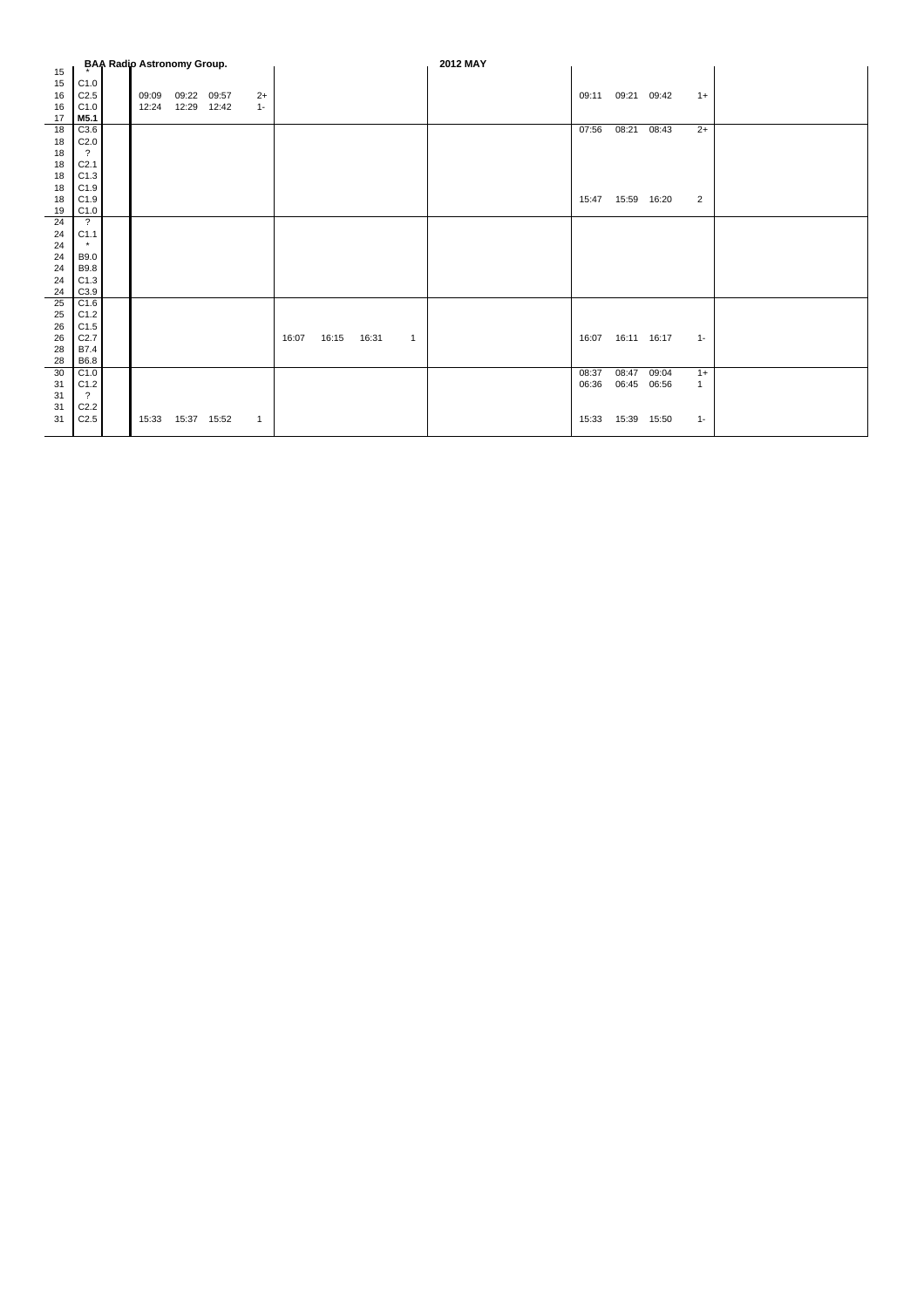**BAA Radio Astronomy Group.** **2012 MAY**

| Day | Class | | Start | Max | End | Imp | Start | Max | End | Imp | | Start | Max | End | Imp | |
|---|---|---|---|---|---|---|---|---|---|---|---|---|---|---|---|---|
| 15 | * | | | | | | | | | | | | | | | |
| 15 | C1.0 | | | | | | | | | | | | | | | |
| 16 | C2.5 | | 09:09 | 09:22 | 09:57 | 2+ | | | | | | 09:11 | 09:21 | 09:42 | 1+ | |
| 16 | C1.0 | | 12:24 | 12:29 | 12:42 | 1- | | | | | | | | | | |
| 17 | **M5.1** | | | | | | | | | | | | | | | |
| 18 | C3.6 | | | | | | | | | | | 07:56 | 08:21 | 08:43 | 2+ | |
| 18 | C2.0 | | | | | | | | | | | | | | | |
| 18 | ? | | | | | | | | | | | | | | | |
| 18 | C2.1 | | | | | | | | | | | | | | | |
| 18 | C1.3 | | | | | | | | | | | | | | | |
| 18 | C1.9 | | | | | | | | | | | | | | | |
| 18 | C1.9 | | | | | | | | | | | 15:47 | 15:59 | 16:20 | 2 | |
| 19 | C1.0 | | | | | | | | | | | | | | | |
| 24 | ? | | | | | | | | | | | | | | | |
| 24 | C1.1 | | | | | | | | | | | | | | | |
| 24 | * | | | | | | | | | | | | | | | |
| 24 | B9.0 | | | | | | | | | | | | | | | |
| 24 | B9.8 | | | | | | | | | | | | | | | |
| 24 | C1.3 | | | | | | | | | | | | | | | |
| 24 | C3.9 | | | | | | | | | | | | | | | |
| 25 | C1.6 | | | | | | | | | | | | | | | |
| 25 | C1.2 | | | | | | | | | | | | | | | |
| 26 | C1.5 | | | | | | | | | | | | | | | |
| 26 | C2.7 | | | | | | 16:07 | 16:15 | 16:31 | 1 | | 16:07 | 16:11 | 16:17 | 1- | |
| 28 | B7.4 | | | | | | | | | | | | | | | |
| 28 | B6.8 | | | | | | | | | | | | | | | |
| 30 | C1.0 | | | | | | | | | | | 08:37 | 08:47 | 09:04 | 1+ | |
| 31 | C1.2 | | | | | | | | | | | 06:36 | 06:45 | 06:56 | 1 | |
| 31 | ? | | | | | | | | | | | | | | | |
| 31 | C2.2 | | | | | | | | | | | | | | | |
| 31 | C2.5 | | 15:33 | 15:37 | 15:52 | 1 | | | | | | 15:33 | 15:39 | 15:50 | 1- | |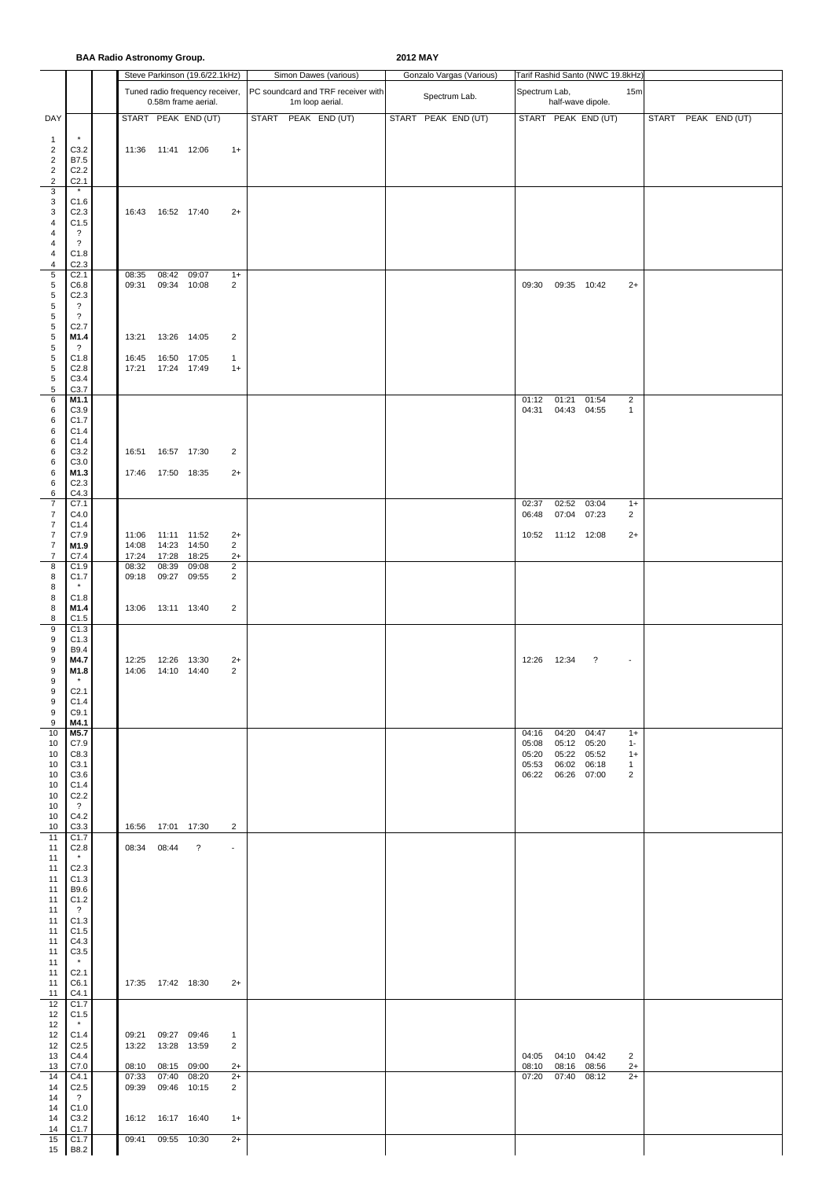**BAA Radio Astronomy Group.** **2012 MAY**

| DAY | | | Steve Parkinson (19.6/22.1kHz) Tuned radio frequency receiver, 0.58m frame aerial. | | | | Simon Dawes (various) PC soundcard and TRF receiver with 1m loop aerial. | | | Gonzalo Vargas (Various) Spectrum Lab. | | | Tarif Rashid Santo (NWC 19.8kHz) Spectrum Lab, half-wave dipole. 15m | | | | | | |
|---|---|---|---|---|---|---|---|---|---|---|---|---|---|---|---|---|---|---|---|
| | | | START | PEAK | END (UT) | | START | PEAK | END (UT) | START | PEAK | END (UT) | START | PEAK | END (UT) | | START | PEAK | END (UT) |
| 1 | * | | | | | | | | | | | | | | | | | | |
| 2 | C3.2 | | 11:36 | 11:41 | 12:06 | 1+ | | | | | | | | | | | | | |
| 2 | B7.5 | | | | | | | | | | | | | | | | | | |
| 2 | C2.2 | | | | | | | | | | | | | | | | | | |
| 2 | C2.1 | | | | | | | | | | | | | | | | | | |
| 3 | * | | | | | | | | | | | | | | | | | | |
| 3 | C1.6 | | | | | | | | | | | | | | | | | | |
| 3 | C2.3 | | 16:43 | 16:52 | 17:40 | 2+ | | | | | | | | | | | | | |
| 4 | C1.5 | | | | | | | | | | | | | | | | | | |
| 4 | ? | | | | | | | | | | | | | | | | | | |
| 4 | ? | | | | | | | | | | | | | | | | | | |
| 4 | C1.8 | | | | | | | | | | | | | | | | | | |
| 4 | C2.3 | | | | | | | | | | | | | | | | | | |
| 5 | C2.1 | | 08:35 | 08:42 | 09:07 | 1+ | | | | | | | | | | | | | |
| 5 | C6.8 | | 09:31 | 09:34 | 10:08 | 2 | | | | | | | 09:30 | 09:35 | 10:42 | 2+ | | | |
| 5 | C2.3 | | | | | | | | | | | | | | | | | | |
| 5 | ? | | | | | | | | | | | | | | | | | | |
| 5 | ? | | | | | | | | | | | | | | | | | | |
| 5 | C2.7 | | | | | | | | | | | | | | | | | | |
| 5 | **M1.4** | | 13:21 | 13:26 | 14:05 | 2 | | | | | | | | | | | | | |
| 5 | ? | | | | | | | | | | | | | | | | | | |
| 5 | C1.8 | | 16:45 | 16:50 | 17:05 | 1 | | | | | | | | | | | | | |
| 5 | C2.8 | | 17:21 | 17:24 | 17:49 | 1+ | | | | | | | | | | | | | |
| 5 | C3.4 | | | | | | | | | | | | | | | | | | |
| 5 | C3.7 | | | | | | | | | | | | | | | | | | |
| 6 | **M1.1** | | | | | | | | | | | | 01:12 | 01:21 | 01:54 | 2 | | | |
| 6 | C3.9 | | | | | | | | | | | | 04:31 | 04:43 | 04:55 | 1 | | | |
| 6 | C1.7 | | | | | | | | | | | | | | | | | | |
| 6 | C1.4 | | | | | | | | | | | | | | | | | | |
| 6 | C1.4 | | | | | | | | | | | | | | | | | | |
| 6 | C3.2 | | 16:51 | 16:57 | 17:30 | 2 | | | | | | | | | | | | | |
| 6 | C3.0 | | | | | | | | | | | | | | | | | | |
| 6 | **M1.3** | | 17:46 | 17:50 | 18:35 | 2+ | | | | | | | | | | | | | |
| 6 | C2.3 | | | | | | | | | | | | | | | | | | |
| 6 | C4.3 | | | | | | | | | | | | | | | | | | |
| 7 | C7.1 | | | | | | | | | | | | 02:37 | 02:52 | 03:04 | 1+ | | | |
| 7 | C4.0 | | | | | | | | | | | | 06:48 | 07:04 | 07:23 | 2 | | | |
| 7 | C1.4 | | | | | | | | | | | | | | | | | | |
| 7 | C7.9 | | 11:06 | 11:11 | 11:52 | 2+ | | | | | | | 10:52 | 11:12 | 12:08 | 2+ | | | |
| 7 | **M1.9** | | 14:08 | 14:23 | 14:50 | 2 | | | | | | | | | | | | | |
| 7 | C7.4 | | 17:24 | 17:28 | 18:25 | 2+ | | | | | | | | | | | | | |
| 8 | C1.9 | | 08:32 | 08:39 | 09:08 | 2 | | | | | | | | | | | | | |
| 8 | C1.7 | | 09:18 | 09:27 | 09:55 | 2 | | | | | | | | | | | | | |
| 8 | * | | | | | | | | | | | | | | | | | | |
| 8 | C1.8 | | | | | | | | | | | | | | | | | | |
| 8 | **M1.4** | | 13:06 | 13:11 | 13:40 | 2 | | | | | | | | | | | | | |
| 8 | C1.5 | | | | | | | | | | | | | | | | | | |
| 9 | C1.3 | | | | | | | | | | | | | | | | | | |
| 9 | C1.3 | | | | | | | | | | | | | | | | | | |
| 9 | B9.4 | | | | | | | | | | | | | | | | | | |
| 9 | **M4.7** | | 12:25 | 12:26 | 13:30 | 2+ | | | | | | | 12:26 | 12:34 | ? | - | | | |
| 9 | **M1.8** | | 14:06 | 14:10 | 14:40 | 2 | | | | | | | | | | | | | |
| 9 | * | | | | | | | | | | | | | | | | | | |
| 9 | C2.1 | | | | | | | | | | | | | | | | | | |
| 9 | C1.4 | | | | | | | | | | | | | | | | | | |
| 9 | C9.1 | | | | | | | | | | | | | | | | | | |
| 9 | **M4.1** | | | | | | | | | | | | | | | | | | |
| 10 | **M5.7** | | | | | | | | | | | | 04:16 | 04:20 | 04:47 | 1+ | | | |
| 10 | C7.9 | | | | | | | | | | | | 05:08 | 05:12 | 05:20 | 1- | | | |
| 10 | C8.3 | | | | | | | | | | | | 05:20 | 05:22 | 05:52 | 1+ | | | |
| 10 | C3.1 | | | | | | | | | | | | 05:53 | 06:02 | 06:18 | 1 | | | |
| 10 | C3.6 | | | | | | | | | | | | 06:22 | 06:26 | 07:00 | 2 | | | |
| 10 | C1.4 | | | | | | | | | | | | | | | | | | |
| 10 | C2.2 | | | | | | | | | | | | | | | | | | |
| 10 | ? | | | | | | | | | | | | | | | | | | |
| 10 | C4.2 | | | | | | | | | | | | | | | | | | |
| 10 | C3.3 | | 16:56 | 17:01 | 17:30 | 2 | | | | | | | | | | | | | |
| 11 | C1.7 | | | | | | | | | | | | | | | | | | |
| 11 | C2.8 | | 08:34 | 08:44 | ? | - | | | | | | | | | | | | | |
| 11 | * | | | | | | | | | | | | | | | | | | |
| 11 | C2.3 | | | | | | | | | | | | | | | | | | |
| 11 | C1.3 | | | | | | | | | | | | | | | | | | |
| 11 | B9.6 | | | | | | | | | | | | | | | | | | |
| 11 | C1.2 | | | | | | | | | | | | | | | | | | |
| 11 | ? | | | | | | | | | | | | | | | | | | |
| 11 | C1.3 | | | | | | | | | | | | | | | | | | |
| 11 | C1.5 | | | | | | | | | | | | | | | | | | |
| 11 | C4.3 | | | | | | | | | | | | | | | | | | |
| 11 | C3.5 | | | | | | | | | | | | | | | | | | |
| 11 | * | | | | | | | | | | | | | | | | | | |
| 11 | C2.1 | | | | | | | | | | | | | | | | | | |
| 11 | C6.1 | | 17:35 | 17:42 | 18:30 | 2+ | | | | | | | | | | | | | |
| 11 | C4.1 | | | | | | | | | | | | | | | | | | |
| 12 | C1.7 | | | | | | | | | | | | | | | | | | |
| 12 | C1.5 | | | | | | | | | | | | | | | | | | |
| 12 | * | | | | | | | | | | | | | | | | | | |
| 12 | C1.4 | | 09:21 | 09:27 | 09:46 | 1 | | | | | | | | | | | | | |
| 12 | C2.5 | | 13:22 | 13:28 | 13:59 | 2 | | | | | | | | | | | | | |
| 13 | C4.4 | | | | | | | | | | | | 04:05 | 04:10 | 04:42 | 2 | | | |
| 13 | C7.0 | | 08:10 | 08:15 | 09:00 | 2+ | | | | | | | 08:10 | 08:16 | 08:56 | 2+ | | | |
| 14 | C4.1 | | 07:33 | 07:40 | 08:20 | 2+ | | | | | | | 07:20 | 07:40 | 08:12 | 2+ | | | |
| 14 | C2.5 | | 09:39 | 09:46 | 10:15 | 2 | | | | | | | | | | | | | |
| 14 | ? | | | | | | | | | | | | | | | | | | |
| 14 | C1.0 | | | | | | | | | | | | | | | | | | |
| 14 | C3.2 | | 16:12 | 16:17 | 16:40 | 1+ | | | | | | | | | | | | | |
| 14 | C1.7 | | | | | | | | | | | | | | | | | | |
| 15 | C1.7 | | 09:41 | 09:55 | 10:30 | 2+ | | | | | | | | | | | | | |
| 15 | B8.2 | | | | | | | | | | | | | | | | | | |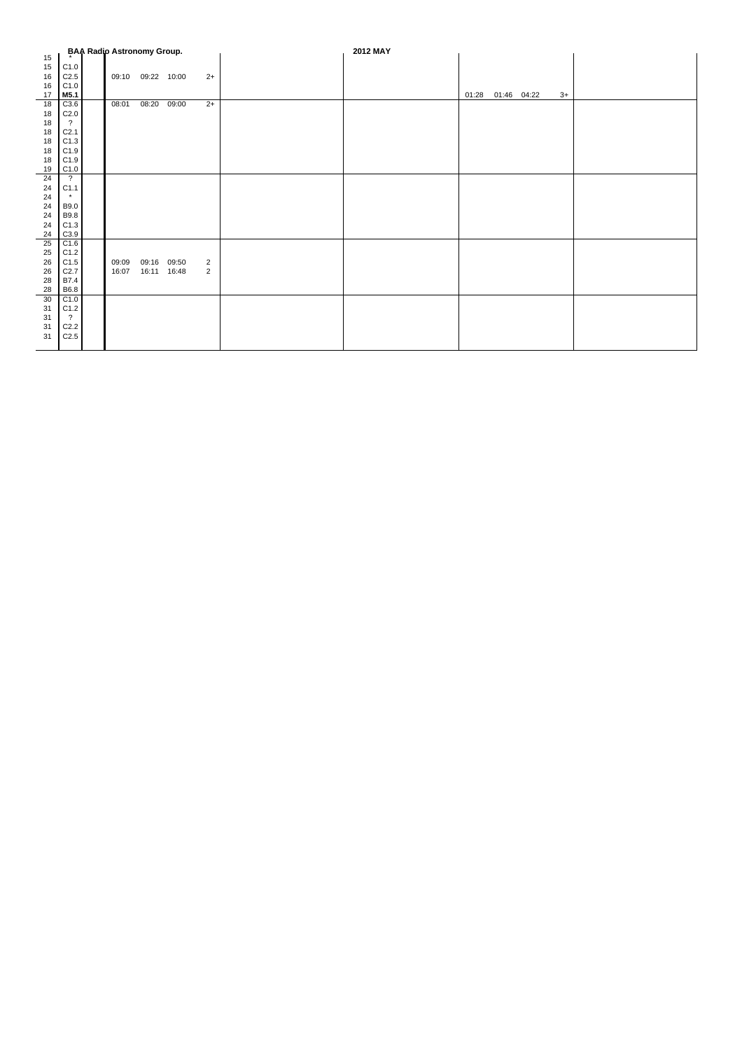**BAA Radio Astronomy Group.** **2012 MAY**

| Day | Class | | Start | Max | End | Imp | | | Start | Max | End | Imp | |
|---|---|---|---|---|---|---|---|---|---|---|---|---|---|
| 15 | * | | | | | | | | | | | | |
| 15 | C1.0 | | | | | | | | | | | | |
| 16 | C2.5 | | 09:10 | 09:22 | 10:00 | 2+ | | | | | | | |
| 16 | C1.0 | | | | | | | | | | | | |
| 17 | **M5.1** | | | | | | | | 01:28 | 01:46 | 04:22 | 3+ | |
| 18 | C3.6 | | 08:01 | 08:20 | 09:00 | 2+ | | | | | | | |
| 18 | C2.0 | | | | | | | | | | | | |
| 18 | ? | | | | | | | | | | | | |
| 18 | C2.1 | | | | | | | | | | | | |
| 18 | C1.3 | | | | | | | | | | | | |
| 18 | C1.9 | | | | | | | | | | | | |
| 18 | C1.9 | | | | | | | | | | | | |
| 19 | C1.0 | | | | | | | | | | | | |
| 24 | ? | | | | | | | | | | | | |
| 24 | C1.1 | | | | | | | | | | | | |
| 24 | * | | | | | | | | | | | | |
| 24 | B9.0 | | | | | | | | | | | | |
| 24 | B9.8 | | | | | | | | | | | | |
| 24 | C1.3 | | | | | | | | | | | | |
| 24 | C3.9 | | | | | | | | | | | | |
| 25 | C1.6 | | | | | | | | | | | | |
| 25 | C1.2 | | | | | | | | | | | | |
| 26 | C1.5 | | 09:09 | 09:16 | 09:50 | 2 | | | | | | | |
| 26 | C2.7 | | 16:07 | 16:11 | 16:48 | 2 | | | | | | | |
| 28 | B7.4 | | | | | | | | | | | | |
| 28 | B6.8 | | | | | | | | | | | | |
| 30 | C1.0 | | | | | | | | | | | | |
| 31 | C1.2 | | | | | | | | | | | | |
| 31 | ? | | | | | | | | | | | | |
| 31 | C2.2 | | | | | | | | | | | | |
| 31 | C2.5 | | | | | | | | | | | | |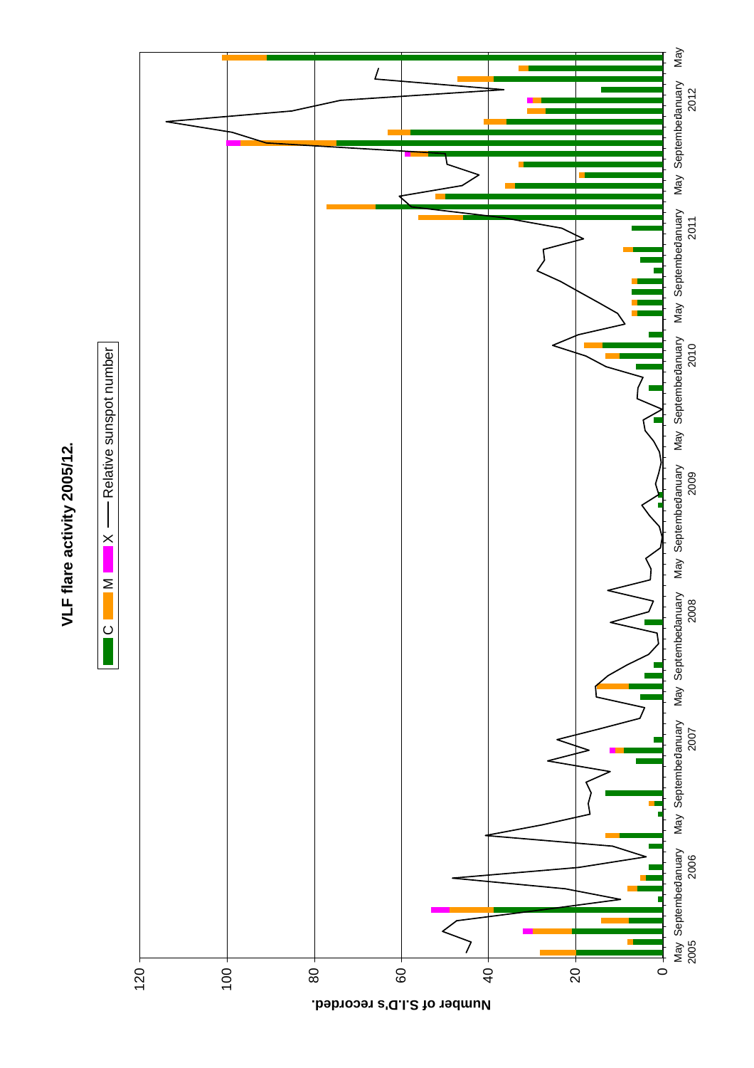**VLF flare activity 2005/12.**

C M X —— Relative sunspot number

Number of S.I.D's recorded.

0 20 40 60 80 100 120

May 2005 September January 2006 May September January 2007 May September January 2008 May September January 2009 May September January 2010 May September January 2011 May September January 2012 May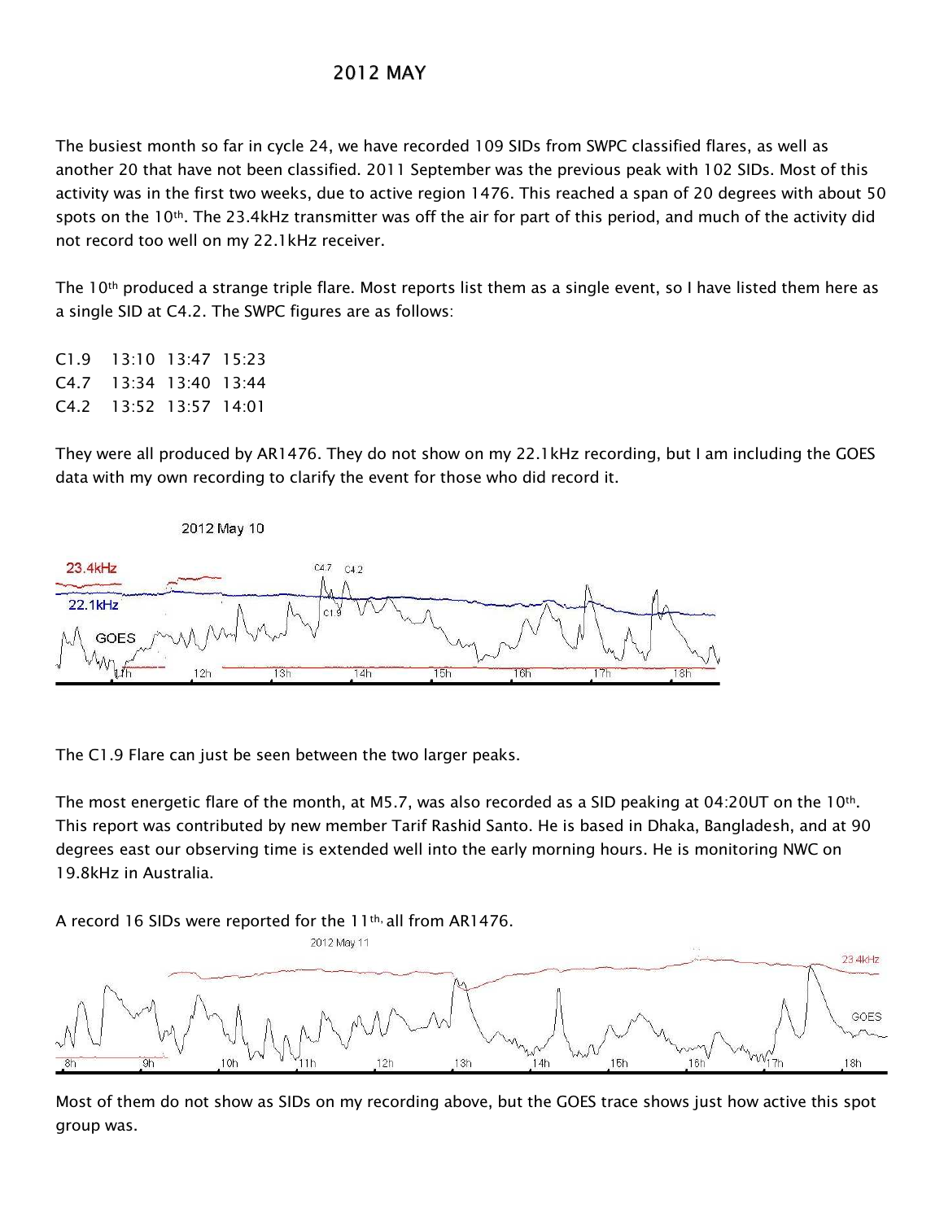## 2012 MAY

The busiest month so far in cycle 24, we have recorded 109 SIDs from SWPC classified flares, as well as another 20 that have not been classified. 2011 September was the previous peak with 102 SIDs. Most of this activity was in the first two weeks, due to active region 1476. This reached a span of 20 degrees with about 50 spots on the 10th. The 23.4kHz transmitter was off the air for part of this period, and much of the activity did not record too well on my 22.1kHz receiver.

The 10th produced a strange triple flare. Most reports list them as a single event, so I have listed them here as a single SID at C4.2. The SWPC figures are as follows:

| | | | |
|---|---|---|---|
| C1.9 | 13:10 | 13:47 | 15:23 |
| C4.7 | 13:34 | 13:40 | 13:44 |
| C4.2 | 13:52 | 13:57 | 14:01 |

They were all produced by AR1476. They do not show on my 22.1kHz recording, but I am including the GOES data with my own recording to clarify the event for those who did record it.

The C1.9 Flare can just be seen between the two larger peaks.

The most energetic flare of the month, at M5.7, was also recorded as a SID peaking at 04:20UT on the 10th. This report was contributed by new member Tarif Rashid Santo. He is based in Dhaka, Bangladesh, and at 90 degrees east our observing time is extended well into the early morning hours. He is monitoring NWC on 19.8kHz in Australia.

A record 16 SIDs were reported for the 11th, all from AR1476.

Most of them do not show as SIDs on my recording above, but the GOES trace shows just how active this spot group was.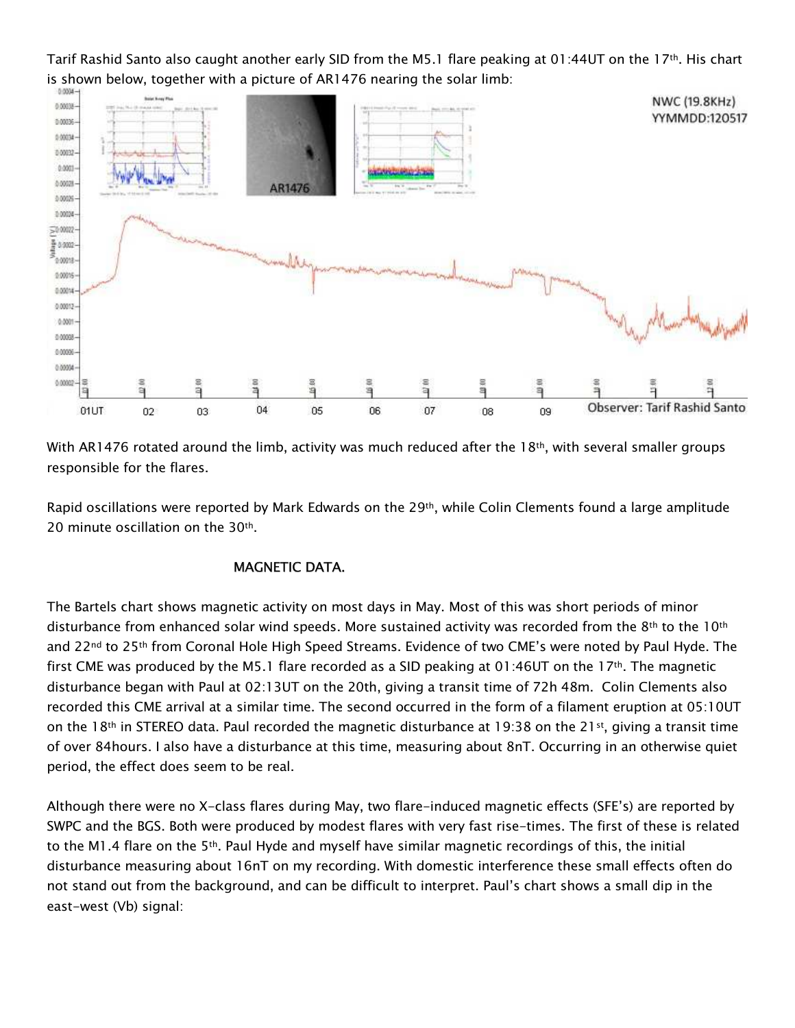Tarif Rashid Santo also caught another early SID from the M5.1 flare peaking at 01:44UT on the 17th. His chart is shown below, together with a picture of AR1476 nearing the solar limb:

With AR1476 rotated around the limb, activity was much reduced after the 18th, with several smaller groups responsible for the flares.

Rapid oscillations were reported by Mark Edwards on the 29th, while Colin Clements found a large amplitude 20 minute oscillation on the 30th.

## MAGNETIC DATA.

The Bartels chart shows magnetic activity on most days in May. Most of this was short periods of minor disturbance from enhanced solar wind speeds. More sustained activity was recorded from the 8th to the 10th and 22nd to 25th from Coronal Hole High Speed Streams. Evidence of two CME's were noted by Paul Hyde. The first CME was produced by the M5.1 flare recorded as a SID peaking at 01:46UT on the 17th. The magnetic disturbance began with Paul at 02:13UT on the 20th, giving a transit time of 72h 48m. Colin Clements also recorded this CME arrival at a similar time. The second occurred in the form of a filament eruption at 05:10UT on the 18th in STEREO data. Paul recorded the magnetic disturbance at 19:38 on the 21st, giving a transit time of over 84hours. I also have a disturbance at this time, measuring about 8nT. Occurring in an otherwise quiet period, the effect does seem to be real.

Although there were no X-class flares during May, two flare-induced magnetic effects (SFE's) are reported by SWPC and the BGS. Both were produced by modest flares with very fast rise-times. The first of these is related to the M1.4 flare on the 5th. Paul Hyde and myself have similar magnetic recordings of this, the initial disturbance measuring about 16nT on my recording. With domestic interference these small effects often do not stand out from the background, and can be difficult to interpret. Paul's chart shows a small dip in the east-west (Vb) signal: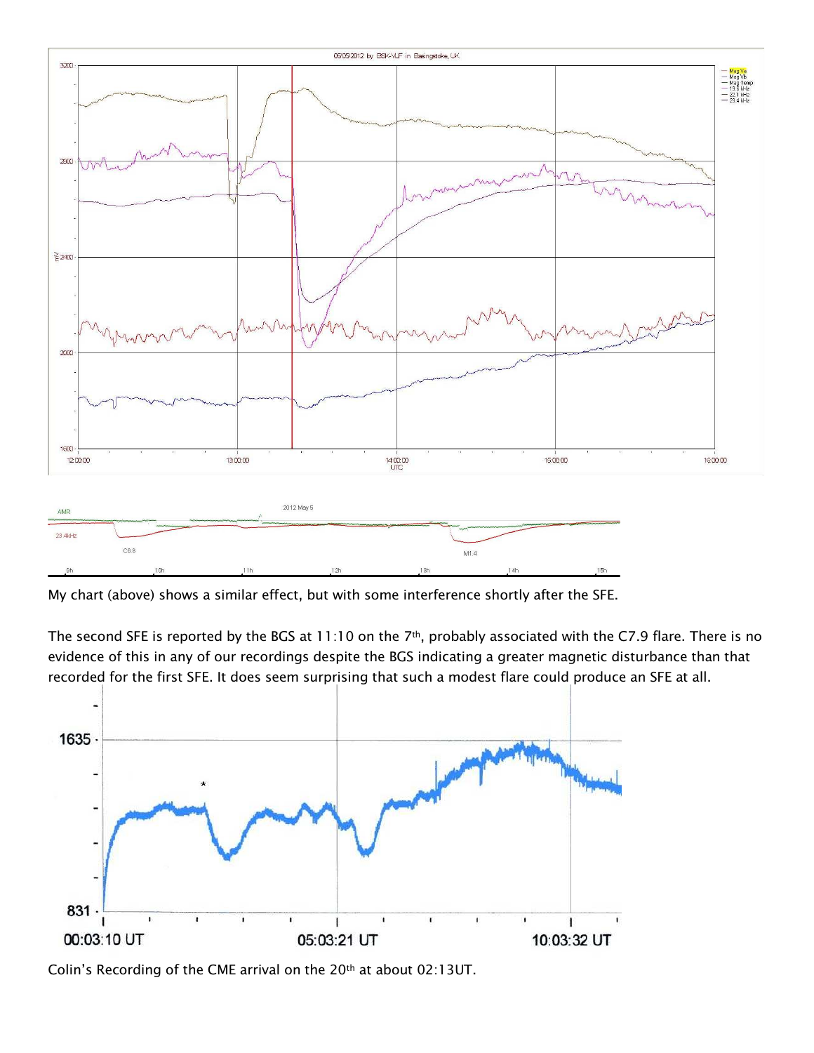My chart (above) shows a similar effect, but with some interference shortly after the SFE.

The second SFE is reported by the BGS at 11:10 on the 7th, probably associated with the C7.9 flare. There is no evidence of this in any of our recordings despite the BGS indicating a greater magnetic disturbance than that recorded for the first SFE. It does seem surprising that such a modest flare could produce an SFE at all.

Colin's Recording of the CME arrival on the 20th at about 02:13UT.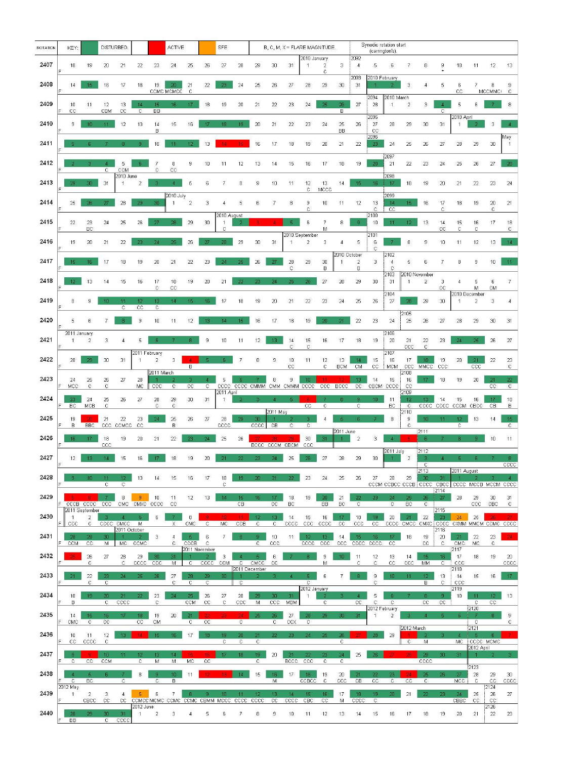| ROTATION | KEY: | DISTURBED | ACTIVE | SFE | B, C, M, X = FLARE MAGNITUDE | Synodic rotation start (carrington's) |
|---|---|---|---|---|---|---|

| Rotation | | | | | | | | | | | | | | | | | | | | | | | | | | | |
|---|---|---|---|---|---|---|---|---|---|---|---|---|---|---|---|---|---|---|---|---|---|---|---|---|---|---|---|
| 2407 | 18 | 19 | 20 | 21 | 22 | 23 | 24 | 25 | 26 | 27 | 28 | 29 | 30 | 31 | 2010 January 1 | 2 | 3 | 2092 4 | 5 | 6 | 7 | 8 | 9 | 10 | 11 | 12 | 13 |
| F | | | | | | | | | | | | | | | | C | | | | | | | | | | | |
| 2408 | 14 | 15 | 16 | 17 | 18 | 19 | 20 | 21 | 22 | 23 | 24 | 25 | 26 | 27 | 28 | 29 | 30 | 2093 31 | 2010 February 1 | 2 | 3 | 4 | 5 | 6 | 7 | 8 | 9 |
| F | | | | | | CCMC | MCMCC | C | | | | | | | | | | | | | | | | CC | | MCCMMC | C |
| 2409 | 10 | 11 | 12 | 13 | 14 | 15 | 16 | 17 | 18 | 19 | 20 | 21 | 22 | 23 | 24 | 25 | 26 | 27 | 2094 28 | 2010 March 1 | 2 | 3 | 4 | 5 | 6 | 7 | 8 |
| F | CC | | CBM | CC | C | BB | | | | | | | | | | | B | | | | | | C | | | | |
| 2410 | 9 | 10 | 11 | 12 | 13 | 14 | 15 | 16 | 17 | 18 | 19 | 20 | 21 | 22 | 23 | 24 | 25 | 26 | 2095 27 | 28 | 29 | 30 | 31 | 2010 April 1 | 2 | 3 | 4 |
| F | | | | | | B | | | | | | | | | | | BB | | CC | | | | | | | | |
| 2411 | 5 | 6 | 7 | 8 | 9 | 10 | 11 | 12 | 13 | 14 | 15 | 16 | 17 | 18 | 19 | 20 | 21 | 22 | 2096 23 | 24 | 25 | 26 | 27 | 28 | 29 | 30 | May 1 |
| F | | | | | | | | | | | | | | | | | | | | | | | | | | | |
| 2412 | 2 | 3 | 4 | 5 | 6 | 7 | 8 | 9 | 10 | 11 | 12 | 13 | 14 | 15 | 16 | 17 | 18 | 19 | 20 | 2097 21 | 22 | 23 | 24 | 25 | 26 | 27 | 28 |
| F | | | C | CCM | | C | CC | | | | | | | | | | | | | | | | | | | | |
| 2413 | 29 | 30 | 31 | 2010 June 1 | 2 | 3 | 4 | 5 | 6 | 7 | 8 | 9 | 10 | 11 | 12 | 13 | 14 | 15 | 16 | 2098 17 | 18 | 19 | 20 | 21 | 22 | 23 | 24 |
| F | | | | | | | | | | | | | | | C | MCCC | | | | | | | | | | | |
| 2414 | 25 | 26 | 27 | 28 | 29 | 30 | 2010 July 1 | 2 | 3 | 4 | 5 | 6 | 7 | 8 | 9 | 10 | 11 | 12 | 13 | 2099 14 | 15 | 16 | 17 | 18 | 19 | 20 | 21 |
| F | | | | | | | | | | | | | | | C | | | | C | CC | | | C | | | C | |
| 2415 | 22 | 23 | 24 | 25 | 26 | 27 | 28 | 29 | 30 | 2010 August 1 | 2 | 3 | 4 | 5 | 6 | 7 | 8 | 9 | 2100 10 | 11 | 12 | 13 | 14 | 15 | 16 | 17 | 18 |
| F | | BC | | | | | | | | C | | | | | | M | | | | | | | CC | C | C | | C |
| 2416 | 19 | 20 | 21 | 22 | 23 | 24 | 25 | 26 | 27 | 28 | 29 | 30 | 31 | 2010 September 1 | 2 | 3 | 4 | 5 | 2101 6 | 7 | 8 | 9 | 10 | 11 | 12 | 13 | 14 |
| F | | | | | | | | | | | | | | | | C | | | C | | | | | | | | |
| 2417 | 15 | 16 | 17 | 18 | 19 | 20 | 21 | 22 | 23 | 24 | 25 | 26 | 27 | 28 | 29 | 30 | 2010 October 1 | 2 | 3 | 2102 4 | 5 | 6 | 7 | 8 | 9 | 10 | 11 |
| F | | | | | | | | | | | | | | C | | B | | B | | C | | | | | | | |
| 2418 | 12 | 13 | 14 | 15 | 16 | 17 | 18 | 19 | 20 | 21 | 22 | 23 | 24 | 25 | 26 | 27 | 28 | 29 | 30 | 2103 31 | 2010 November 1 | 2 | 3 | 4 | 5 | 6 | 7 |
| F | | | | | | C | CC | | | | | | | | | | | | | | | | CC | | M | CM | |
| 2419 | 8 | 9 | 10 | 11 | 12 | 13 | 14 | 15 | 16 | 17 | 18 | 19 | 20 | 21 | 22 | 23 | 24 | 25 | 26 | 2104 27 | 28 | 29 | 30 | 2010 December 1 | 2 | 3 | 4 |
| F | | | | C | CC | C | | | | | | | | | | | | | | | | | | | | | |
| 2420 | 5 | 6 | 7 | 8 | 9 | 10 | 11 | 12 | 13 | 14 | 15 | 16 | 17 | 18 | 19 | 20 | 21 | 22 | 23 | 24 | 2105 25 | 26 | 27 | 28 | 29 | 30 | 31 |
| F | | | | | | | | | | | | | | | | | | | | | | | | | | | |
| 2421 | 2011 January 1 | 2 | 3 | 4 | 5 | 6 | 7 | 8 | 9 | 10 | 11 | 12 | 13 | 14 | 15 | 16 | 17 | 18 | 19 | 2106 20 | 21 | 22 | 23 | 24 | 25 | 26 | 27 |
| F | | | | | | | | | | | | | | C | C | | | | | | CCC | C | | | | | |
| 2422 | 28 | 29 | 30 | 31 | 2011 February 1 | 2 | 3 | 4 | 5 | 6 | 7 | 8 | 9 | 10 | 11 | 12 | 13 | 14 | 15 | 2107 16 | 17 | 18 | 19 | 20 | 21 | 22 | 23 |
| F | | | | | | | | B | | | | | | CC | | C | BCM | CM | CC | MCM | CCC | MMCC | CCC | | CCC | | C |
| 2423 | 24 | 25 | 26 | 27 | 28 | 2011 March 1 | 2 | 3 | 4 | 5 | 6 | 7 | 8 | 9 | 10 | 11 | 12 | 13 | 14 | 15 | 2108 16 | 17 | 18 | 19 | 20 | 21 | 22 |
| F | MCC | C | C | | MC | CCC | C | CC | C | CCCC | CCCC | CMMM | CMM | CMMM | CCCC | CCC | BCCC | CC | CBCM | CCCC | CC | | | | | CC | C |
| 2424 | 23 | 24 | 25 | 26 | 27 | 28 | 29 | 30 | 31 | 2011 April 1 | 2 | 3 | 4 | 5 | 6 | 7 | 8 | 9 | 10 | 11 | 2109 12 | 13 | 14 | 15 | 16 | 17 | 18 |
| F | BC | MCB | C | | | C | C | | | | | | | | CC | C | | C | | BC | C | CCCC | CCCC | CCCM | CBCC | CB | B |
| 2425 | 19 | 20 | 21 | 22 | 23 | 24 | 25 | 26 | 27 | 28 | 29 | 30 | 2011 May 1 | 2 | 3 | 4 | 5 | 6 | 7 | 8 | 2110 9 | 10 | 11 | 12 | 13 | 14 | 15 |
| F | B | BBC | CCC | CCMCC | CC | | B | | | CCCC | | CCCC | CB | C | | | | | | | C | | | C | | | C |
| 2426 | 16 | 17 | 18 | 19 | 20 | 21 | 22 | 23 | 24 | 25 | 26 | 27 | 28 | 29 | 30 | 31 | 2011 June 1 | 2 | 3 | 4 | 5 | 2111 6 | 7 | 8 | 9 | 10 | 11 |
| F | | | CCC | | | | | | | | | BCCC | CCCM | CBCM | CCC | | | | | | | | | | | | |
| 2427 | 12 | 13 | 14 | 15 | 16 | 17 | 18 | 19 | 20 | 21 | 22 | 23 | 24 | 25 | 26 | 27 | 28 | 29 | 30 | 2011 July 1 | 2 | 2112 3 | 4 | 5 | 6 | 7 | 8 |
| F | | | | | | | | | | | | | | | | | | | | | | C | | | | | CCCC |
| 2428 | 9 | 10 | 11 | 12 | 13 | 14 | 15 | 16 | 17 | 18 | 19 | 20 | 21 | 22 | 23 | 24 | 25 | 26 | 27 | 28 | 29 | 2113 30 | 31 | 2011 August 1 | 2 | 3 | 4 |
| F | | | C | C | | | | | | C | | | | | | | | | CCCM | CCBCC | CCCB | CCCC | CBCC | CCCC | MCCB | MCCM | CCCC |
| 2429 | 5 | 6 | 7 | 8 | 9 | 10 | 11 | 12 | 13 | 14 | 15 | 16 | 17 | 18 | 19 | 20 | 21 | 22 | 23 | 24 | 25 | 26 | 2114 27 | 28 | 29 | 30 | 31 |
| F | CCCB | CCCC | CCC | CMC | CMXC | CCCC | CC | | | | CB | | CC | BC | | BB | BC | C | | C | BC | C | | | CCC | CBC | C |
| 2430 | 2011 September 1 | 2 | 3 | 4 | 5 | 6 | 7 | 8 | 9 | 10 | 11 | 12 | 13 | 14 | 15 | 16 | 17 | 18 | 19 | 20 | 21 | 22 | 2115 23 | 24 | 25 | 26 | 27 |
| F | CCC | C | CCCC | CMCC | M | | X | CMC | C | MC | CCB | CC | C | CCCC | CC | CCCC | CC | CCC | CC | CCCC | CMCC | CMXC | CCCC | CXMM | MMCM | CCMC | CCCC |
| 2431 | 28 | 29 | 30 | 2011 October 1 | 2 | 3 | 4 | 5 | 6 | 7 | 8 | 9 | 10 | 11 | 12 | 13 | 14 | 15 | 16 | 17 | 18 | 19 | 2116 20 | 21 | 22 | 23 | 24 |
| F | CCM | CC | M | MC | CCMC | | C | CCCB | C | | | C | CCC | | CCCC | CCC | CCC | CCCC | CCCC | CC | | CC | C | CMC | MC | C | |
| 2432 | 25 | 26 | 27 | 28 | 29 | 30 | 31 | 2011 November 1 | 2 | 3 | 4 | 5 | 6 | 7 | 8 | 9 | 10 | 11 | 12 | 13 | 14 | 15 | 16 | 2117 17 | 18 | 19 | 20 |
| F | | C | | C | CCCC | CCC | M | C | CCCC | CCM | C | CMCC | CC | | | M | | C | C | CC | CCC | MM | C | CCC | | | CCCC |
| 2433 | 21 | 22 | 23 | 24 | 25 | 26 | 27 | 28 | 29 | 30 | 2011 December 1 | 2 | 3 | 4 | 5 | 6 | 7 | 8 | 9 | 10 | 11 | 12 | 13 | 2118 14 | 15 | 16 | 17 |
| F | | C | C | | | | C | C | C | | C | | | | C | | | | C | | | B | C | CCC | | | |
| 2434 | 18 | 19 | 20 | 21 | 22 | 23 | 24 | 25 | 26 | 27 | 28 | 29 | 30 | 31 | 2012 January 1 | 2 | 3 | 4 | 5 | 6 | 7 | 8 | 9 | 2119 10 | 11 | 12 | 13 |
| F | B | | C | CCCC | | C | | CCM | CC | C | CCC | M | CCC | MBM | | C | | CC | C | CC | | CC | CC | | C | CC | |
| 2435 | 14 | 16 | 16 | 17 | 18 | 19 | 20 | 21 | 22 | 23 | 24 | 25 | 26 | 27 | 28 | 29 | 30 | 31 | 2012 February 1 | 2 | 3 | 4 | 5 | 6 | 2120 7 | 8 | 9 |
| F | CMC | C | CC | | CC | CM | | C | CC | | C | | | CCX | C | | | | | | | | | | C | | C |
| 2436 | 10 | 11 | 12 | 13 | 14 | 15 | 16 | 17 | 18 | 19 | 20 | 21 | 22 | 23 | 24 | 25 | 26 | 27 | 28 | 29 | 2012 March 1 | 2 | 3 | 4 | 2121 5 | 6 | 7 |
| F | CC | CCCC | C | | | | | | | C | C | C | | | | | C | | | | C | M | | MC | CCCC | MCMC | |
| 2437 | 8 | 9 | 10 | 11 | 12 | 13 | 14 | 15 | 16 | 17 | 18 | 19 | 20 | 21 | 22 | 23 | 24 | 25 | 26 | 27 | 28 | 29 | 30 | 31 | 2012 April 1 | 2 | 3 |
| F | C | CC | CCM | | C | M | M | MC | CC | | | C | | BCCC | CCC | C | C | | | | | CCCC | | | | | |
| 2438 | 4 | 6 | 6 | 7 | 8 | 9 | 10 | 11 | 12 | 13 | 14 | 15 | 16 | 17 | 18 | 19 | 20 | 21 | 22 | 23 | 24 | 25 | 26 | 27 | 2123 28 | 29 | 30 |
| F | C | BC | | C | | C | B | | | | | | M | | CCBCC | CC | CCC | CB | CC | C | CC | C | | MCC | C | CCC | CCCC |
| 2439 | 2012 May 1 | 2 | 3 | 4 | 5 | 6 | 7 | 8 | 9 | 10 | 11 | 12 | 13 | 14 | 15 | 16 | 17 | 18 | 19 | 20 | 21 | 22 | 23 | 24 | 25 | 2124 26 | 27 |
| F | | CBCC | CC | CC | CCMCC | MCMC | CCMC | CCMC | CBMM | MCCC | CCCC | CCCC | CC | CCCC | CBC | CC | M | CCCC | C | | | | | CBBC | CC | CC | |
| 2440 | 28 | 29 | 30 | 31 | 2012 June 1 | 2 | 3 | 4 | 5 | 6 | 7 | 8 | 9 | 10 | 11 | 12 | 13 | 14 | 15 | 16 | 17 | 18 | 19 | 20 | 21 | 2125 22 | 23 |
| F | BB | | C | CCCC | | | | | | | | | | | | | | | | | | | | | | | |